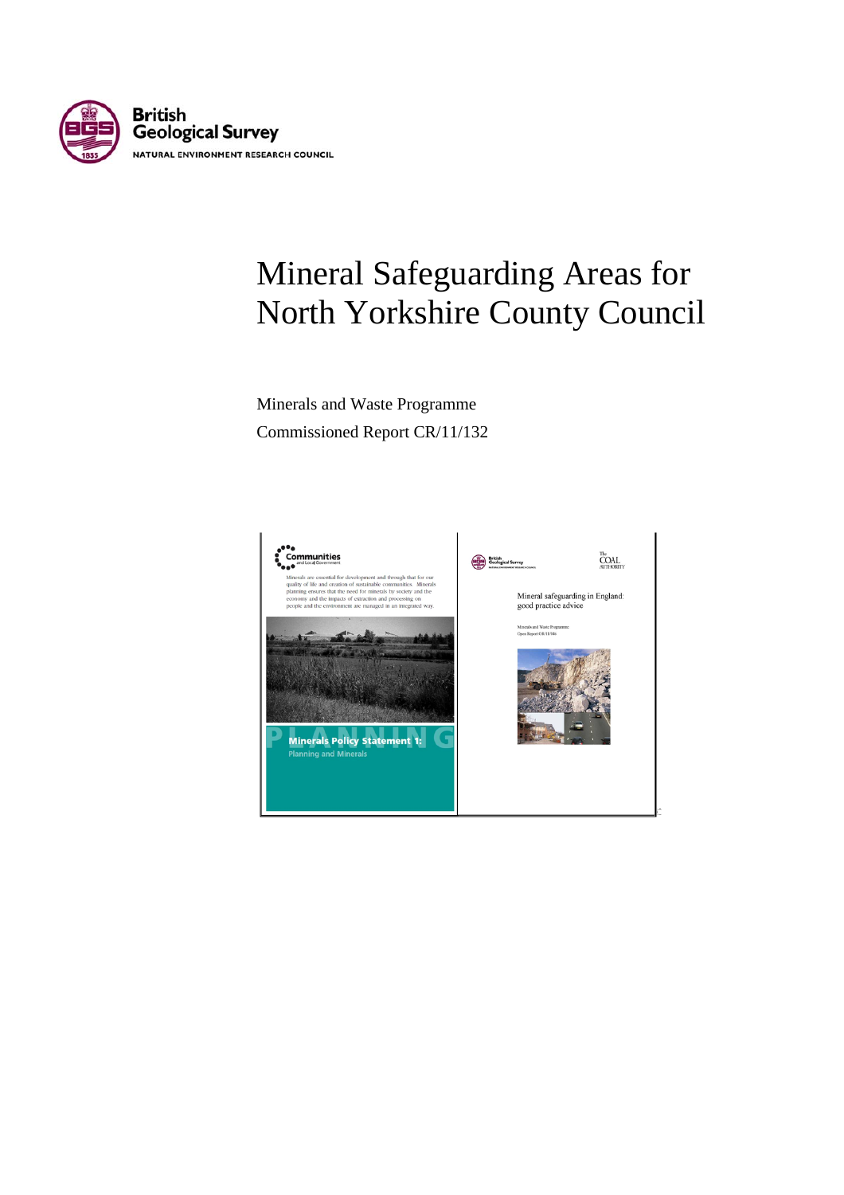British Geological Survey

NATURAL ENVIRONMENT RESEARCH COUNCIL

# Mineral Safeguarding Areas for North Yorkshire County Council

Minerals and Waste Programme

Commissioned Report CR/11/132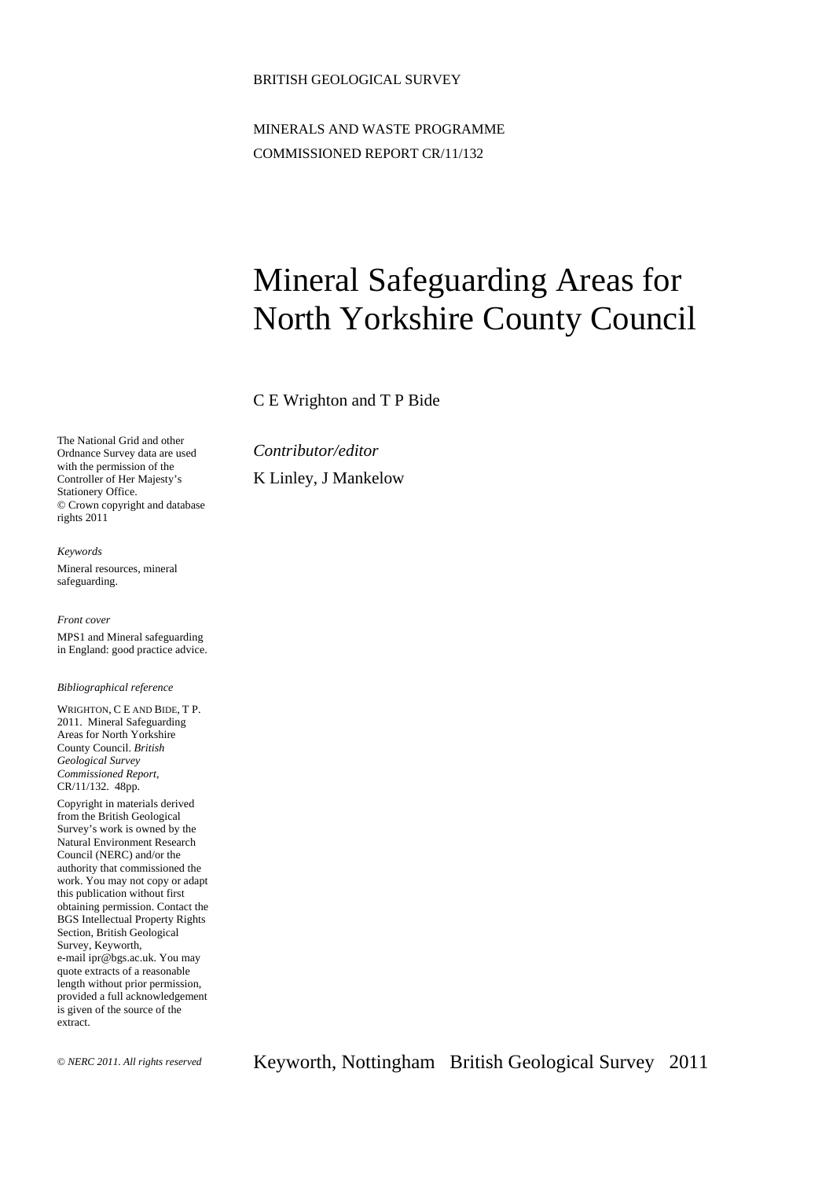BRITISH GEOLOGICAL SURVEY

MINERALS AND WASTE PROGRAMME

COMMISSIONED REPORT CR/11/132

# Mineral Safeguarding Areas for North Yorkshire County Council

C E Wrighton and T P Bide

*Contributor/editor*

K Linley, J Mankelow

The National Grid and other Ordnance Survey data are used with the permission of the Controller of Her Majesty's Stationery Office.
© Crown copyright and database rights 2011

*Keywords*

Mineral resources, mineral safeguarding.

*Front cover*

MPS1 and Mineral safeguarding in England: good practice advice.

*Bibliographical reference*

WRIGHTON, C E AND BIDE, T P. 2011. Mineral Safeguarding Areas for North Yorkshire County Council. *British Geological Survey Commissioned Report*, CR/11/132. 48pp.

Copyright in materials derived from the British Geological Survey's work is owned by the Natural Environment Research Council (NERC) and/or the authority that commissioned the work. You may not copy or adapt this publication without first obtaining permission. Contact the BGS Intellectual Property Rights Section, British Geological Survey, Keyworth, e-mail ipr@bgs.ac.uk. You may quote extracts of a reasonable length without prior permission, provided a full acknowledgement is given of the source of the extract.

*© NERC 2011. All rights reserved*

Keyworth, Nottingham British Geological Survey 2011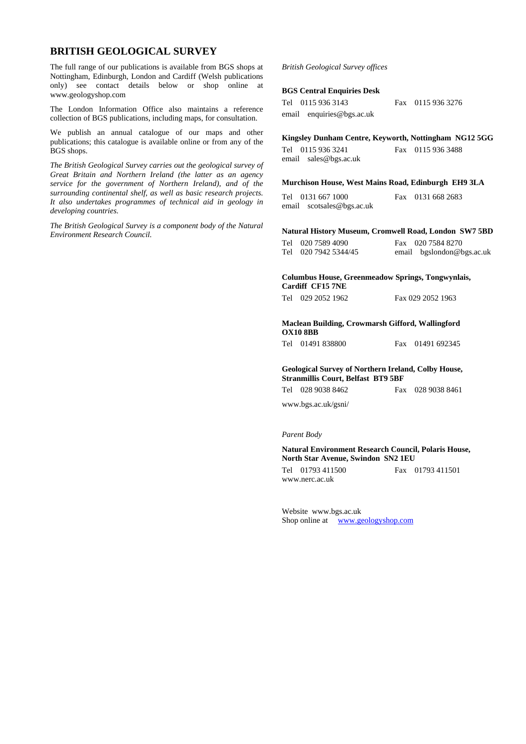## BRITISH GEOLOGICAL SURVEY

The full range of our publications is available from BGS shops at Nottingham, Edinburgh, London and Cardiff (Welsh publications only) see contact details below or shop online at www.geologyshop.com

The London Information Office also maintains a reference collection of BGS publications, including maps, for consultation.

We publish an annual catalogue of our maps and other publications; this catalogue is available online or from any of the BGS shops.

*The British Geological Survey carries out the geological survey of Great Britain and Northern Ireland (the latter as an agency service for the government of Northern Ireland), and of the surrounding continental shelf, as well as basic research projects. It also undertakes programmes of technical aid in geology in developing countries.*

*The British Geological Survey is a component body of the Natural Environment Research Council.*

*British Geological Survey offices*

**BGS Central Enquiries Desk**

Tel 0115 936 3143 Fax 0115 936 3276
email enquiries@bgs.ac.uk

**Kingsley Dunham Centre, Keyworth, Nottingham NG12 5GG**

Tel 0115 936 3241 Fax 0115 936 3488
email sales@bgs.ac.uk

**Murchison House, West Mains Road, Edinburgh EH9 3LA**

Tel 0131 667 1000 Fax 0131 668 2683
email scotsales@bgs.ac.uk

**Natural History Museum, Cromwell Road, London SW7 5BD**

Tel 020 7589 4090 Fax 020 7584 8270
Tel 020 7942 5344/45 email bgslondon@bgs.ac.uk

**Columbus House, Greenmeadow Springs, Tongwynlais, Cardiff CF15 7NE**

Tel 029 2052 1962 Fax 029 2052 1963

**Maclean Building, Crowmarsh Gifford, Wallingford OX10 8BB**

Tel 01491 838800 Fax 01491 692345

**Geological Survey of Northern Ireland, Colby House, Stranmillis Court, Belfast BT9 5BF**

Tel 028 9038 8462 Fax 028 9038 8461

www.bgs.ac.uk/gsni/

*Parent Body*

**Natural Environment Research Council, Polaris House, North Star Avenue, Swindon SN2 1EU**

Tel 01793 411500 Fax 01793 411501
www.nerc.ac.uk

Website www.bgs.ac.uk
Shop online at www.geologyshop.com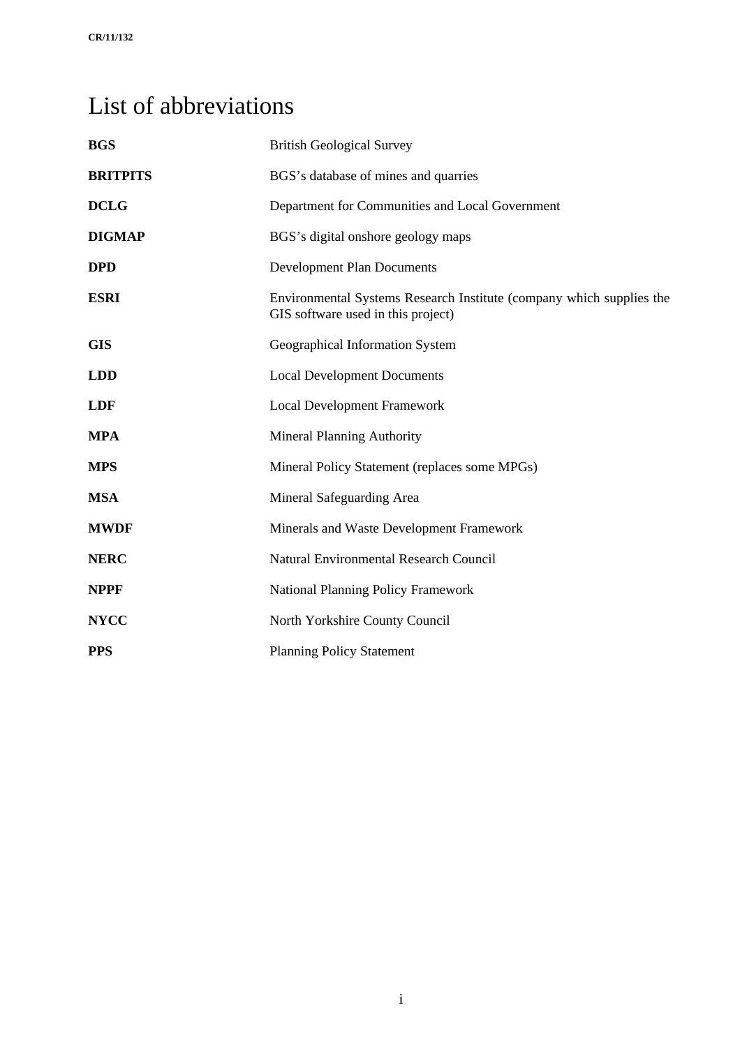# List of abbreviations

| | |
|---|---|
| **BGS** | British Geological Survey |
| **BRITPITS** | BGS's database of mines and quarries |
| **DCLG** | Department for Communities and Local Government |
| **DIGMAP** | BGS's digital onshore geology maps |
| **DPD** | Development Plan Documents |
| **ESRI** | Environmental Systems Research Institute (company which supplies the GIS software used in this project) |
| **GIS** | Geographical Information System |
| **LDD** | Local Development Documents |
| **LDF** | Local Development Framework |
| **MPA** | Mineral Planning Authority |
| **MPS** | Mineral Policy Statement (replaces some MPGs) |
| **MSA** | Mineral Safeguarding Area |
| **MWDF** | Minerals and Waste Development Framework |
| **NERC** | Natural Environmental Research Council |
| **NPPF** | National Planning Policy Framework |
| **NYCC** | North Yorkshire County Council |
| **PPS** | Planning Policy Statement |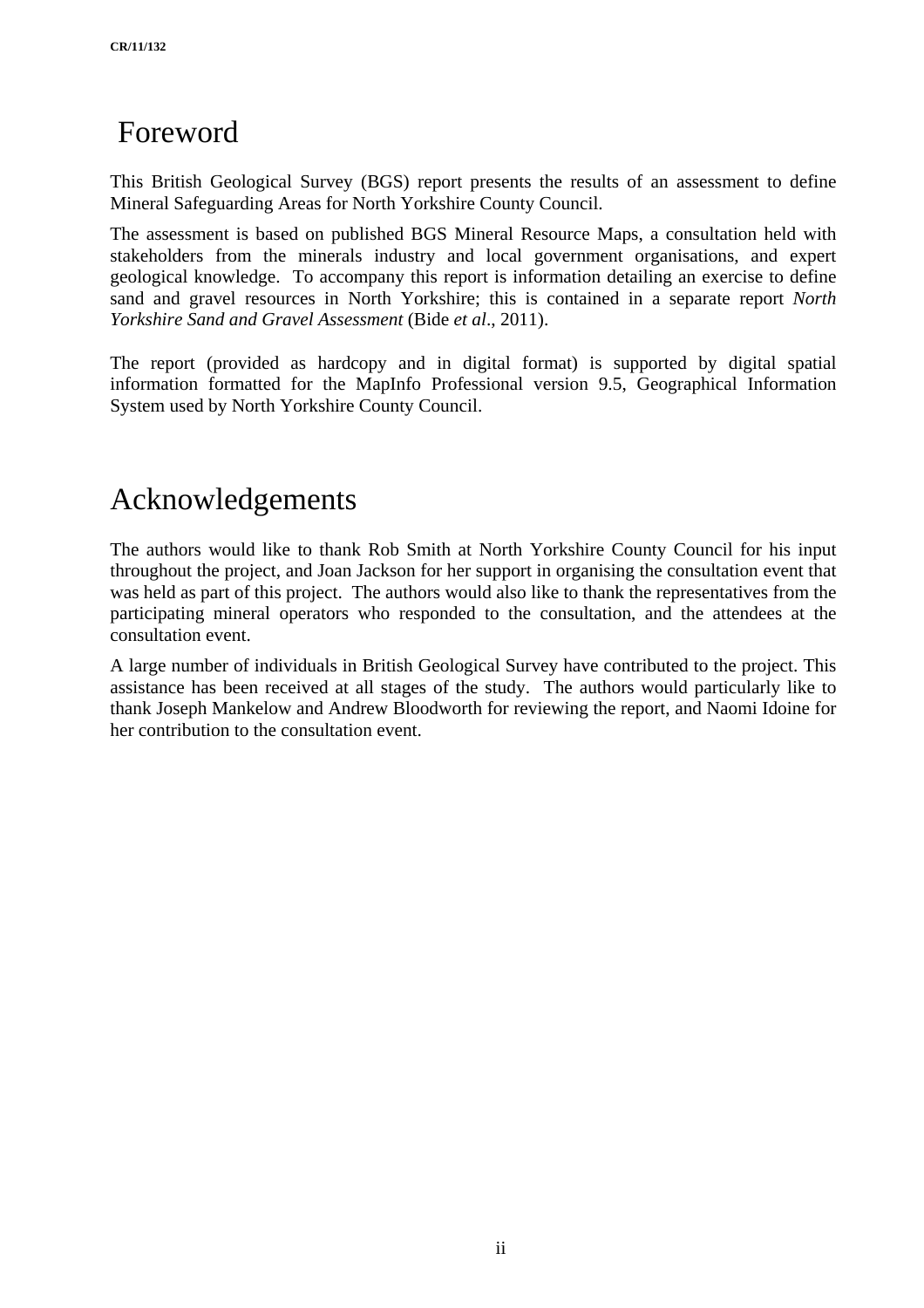# Foreword

This British Geological Survey (BGS) report presents the results of an assessment to define Mineral Safeguarding Areas for North Yorkshire County Council.

The assessment is based on published BGS Mineral Resource Maps, a consultation held with stakeholders from the minerals industry and local government organisations, and expert geological knowledge. To accompany this report is information detailing an exercise to define sand and gravel resources in North Yorkshire; this is contained in a separate report *North Yorkshire Sand and Gravel Assessment* (Bide *et al*., 2011).

The report (provided as hardcopy and in digital format) is supported by digital spatial information formatted for the MapInfo Professional version 9.5, Geographical Information System used by North Yorkshire County Council.

# Acknowledgements

The authors would like to thank Rob Smith at North Yorkshire County Council for his input throughout the project, and Joan Jackson for her support in organising the consultation event that was held as part of this project. The authors would also like to thank the representatives from the participating mineral operators who responded to the consultation, and the attendees at the consultation event.

A large number of individuals in British Geological Survey have contributed to the project. This assistance has been received at all stages of the study. The authors would particularly like to thank Joseph Mankelow and Andrew Bloodworth for reviewing the report, and Naomi Idoine for her contribution to the consultation event.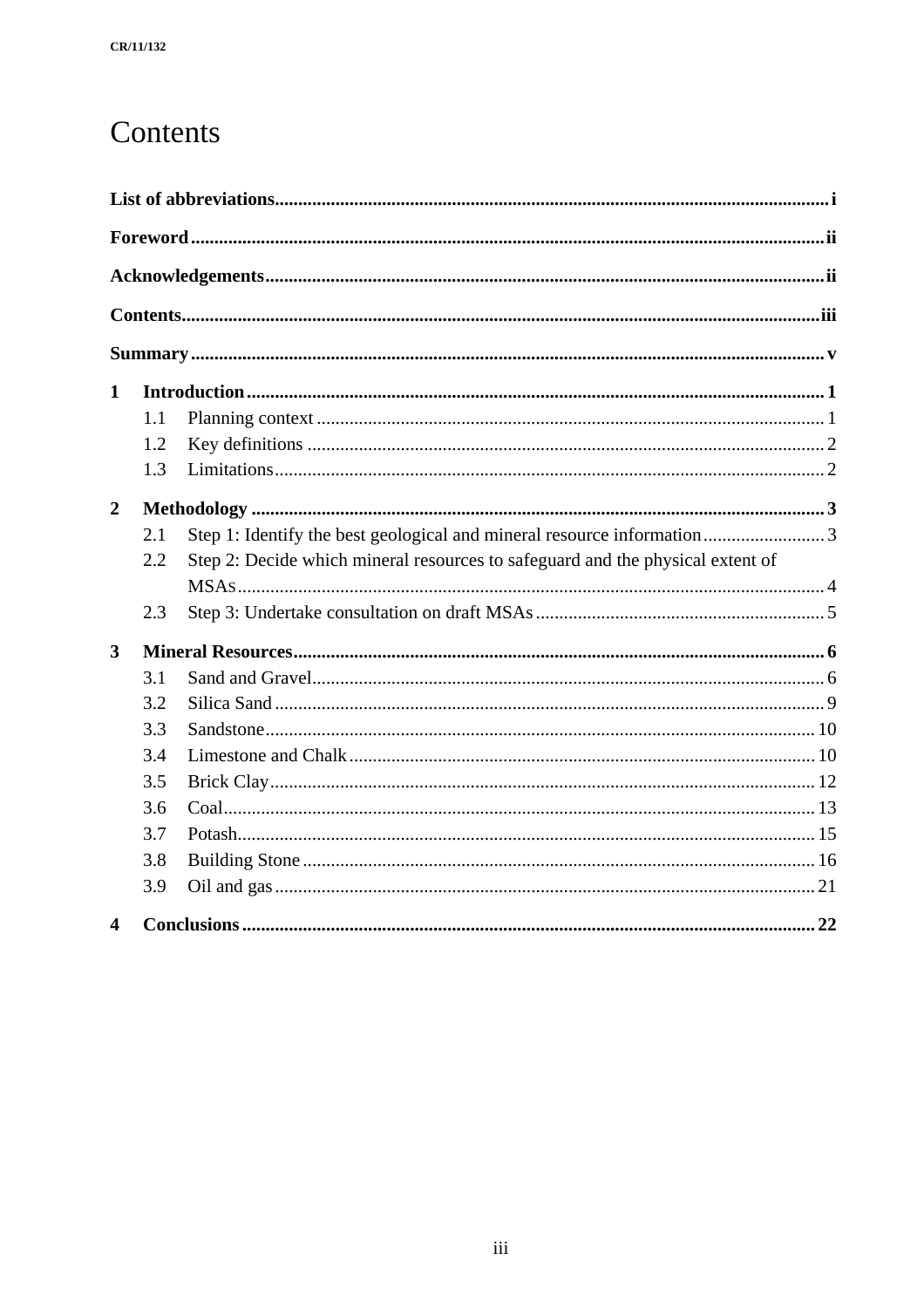# Contents

**List of abbreviations** ..... i

**Foreword** ..... ii

**Acknowledgements** ..... ii

**Contents** ..... iii

**Summary** ..... v

**1 Introduction** ..... 1

- 1.1 Planning context ..... 1
- 1.2 Key definitions ..... 2
- 1.3 Limitations ..... 2

**2 Methodology** ..... 3

- 2.1 Step 1: Identify the best geological and mineral resource information ..... 3
- 2.2 Step 2: Decide which mineral resources to safeguard and the physical extent of MSAs ..... 4
- 2.3 Step 3: Undertake consultation on draft MSAs ..... 5

**3 Mineral Resources** ..... 6

- 3.1 Sand and Gravel ..... 6
- 3.2 Silica Sand ..... 9
- 3.3 Sandstone ..... 10
- 3.4 Limestone and Chalk ..... 10
- 3.5 Brick Clay ..... 12
- 3.6 Coal ..... 13
- 3.7 Potash ..... 15
- 3.8 Building Stone ..... 16
- 3.9 Oil and gas ..... 21

**4 Conclusions** ..... 22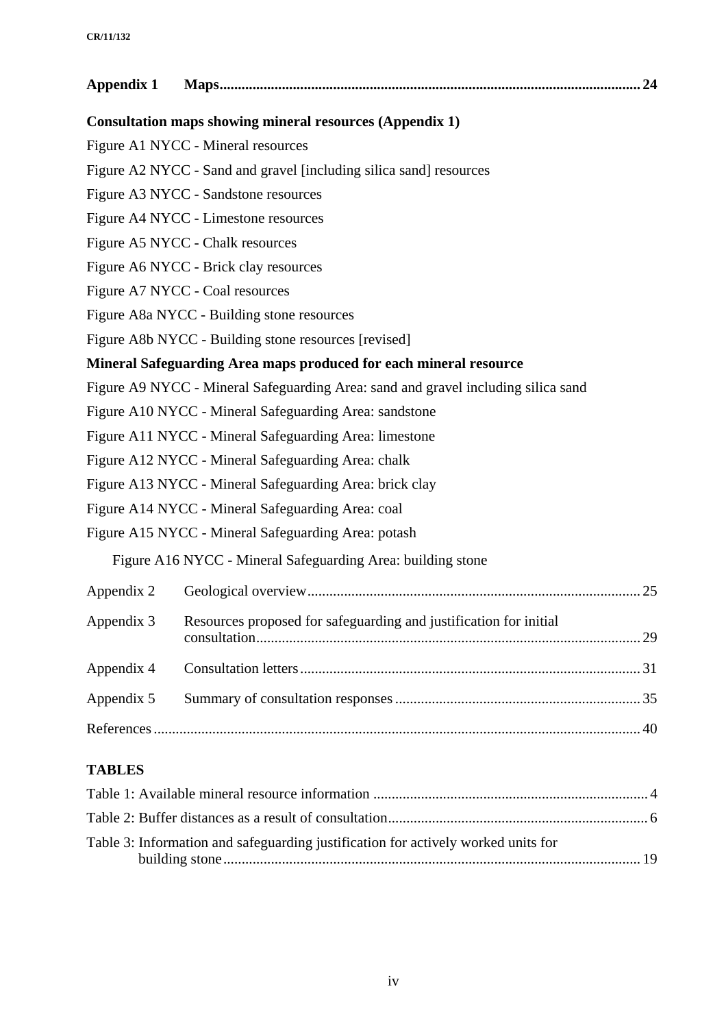**Appendix 1 Maps ..... 24**

**Consultation maps showing mineral resources (Appendix 1)**

Figure A1 NYCC - Mineral resources

Figure A2 NYCC - Sand and gravel [including silica sand] resources

Figure A3 NYCC - Sandstone resources

Figure A4 NYCC - Limestone resources

Figure A5 NYCC - Chalk resources

Figure A6 NYCC - Brick clay resources

Figure A7 NYCC - Coal resources

Figure A8a NYCC - Building stone resources

Figure A8b NYCC - Building stone resources [revised]

**Mineral Safeguarding Area maps produced for each mineral resource**

Figure A9 NYCC - Mineral Safeguarding Area: sand and gravel including silica sand

Figure A10 NYCC - Mineral Safeguarding Area: sandstone

Figure A11 NYCC - Mineral Safeguarding Area: limestone

Figure A12 NYCC - Mineral Safeguarding Area: chalk

Figure A13 NYCC - Mineral Safeguarding Area: brick clay

Figure A14 NYCC - Mineral Safeguarding Area: coal

Figure A15 NYCC - Mineral Safeguarding Area: potash

Figure A16 NYCC - Mineral Safeguarding Area: building stone

Appendix 2 Geological overview ..... 25

Appendix 3 Resources proposed for safeguarding and justification for initial consultation ..... 29

Appendix 4 Consultation letters ..... 31

Appendix 5 Summary of consultation responses ..... 35

References ..... 40

**TABLES**

Table 1: Available mineral resource information ..... 4

Table 2: Buffer distances as a result of consultation ..... 6

Table 3: Information and safeguarding justification for actively worked units for building stone ..... 19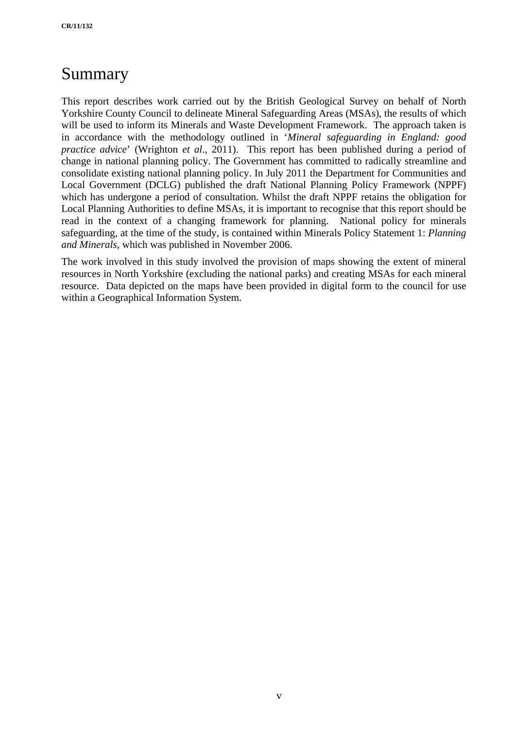# Summary

This report describes work carried out by the British Geological Survey on behalf of North Yorkshire County Council to delineate Mineral Safeguarding Areas (MSAs), the results of which will be used to inform its Minerals and Waste Development Framework. The approach taken is in accordance with the methodology outlined in '*Mineral safeguarding in England: good practice advice*' (Wrighton *et al*., 2011). This report has been published during a period of change in national planning policy. The Government has committed to radically streamline and consolidate existing national planning policy. In July 2011 the Department for Communities and Local Government (DCLG) published the draft National Planning Policy Framework (NPPF) which has undergone a period of consultation. Whilst the draft NPPF retains the obligation for Local Planning Authorities to define MSAs, it is important to recognise that this report should be read in the context of a changing framework for planning. National policy for minerals safeguarding, at the time of the study, is contained within Minerals Policy Statement 1: *Planning and Minerals*, which was published in November 2006.

The work involved in this study involved the provision of maps showing the extent of mineral resources in North Yorkshire (excluding the national parks) and creating MSAs for each mineral resource. Data depicted on the maps have been provided in digital form to the council for use within a Geographical Information System.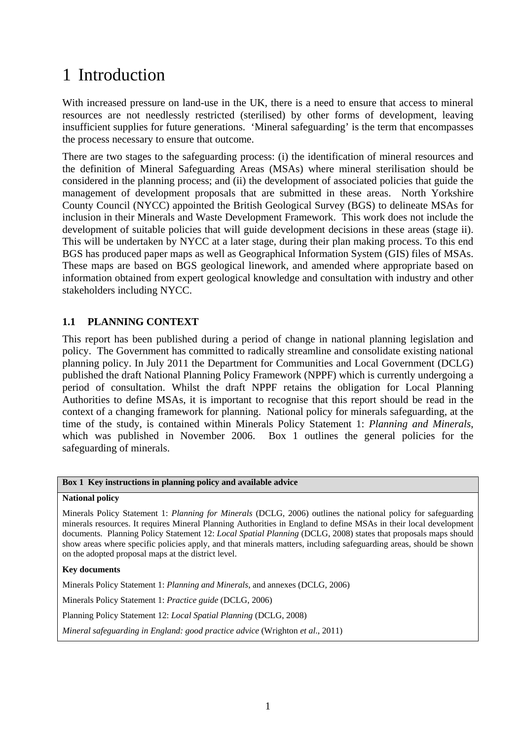# 1 Introduction

With increased pressure on land-use in the UK, there is a need to ensure that access to mineral resources are not needlessly restricted (sterilised) by other forms of development, leaving insufficient supplies for future generations. 'Mineral safeguarding' is the term that encompasses the process necessary to ensure that outcome.

There are two stages to the safeguarding process: (i) the identification of mineral resources and the definition of Mineral Safeguarding Areas (MSAs) where mineral sterilisation should be considered in the planning process; and (ii) the development of associated policies that guide the management of development proposals that are submitted in these areas. North Yorkshire County Council (NYCC) appointed the British Geological Survey (BGS) to delineate MSAs for inclusion in their Minerals and Waste Development Framework. This work does not include the development of suitable policies that will guide development decisions in these areas (stage ii). This will be undertaken by NYCC at a later stage, during their plan making process. To this end BGS has produced paper maps as well as Geographical Information System (GIS) files of MSAs. These maps are based on BGS geological linework, and amended where appropriate based on information obtained from expert geological knowledge and consultation with industry and other stakeholders including NYCC.

## 1.1 PLANNING CONTEXT

This report has been published during a period of change in national planning legislation and policy. The Government has committed to radically streamline and consolidate existing national planning policy. In July 2011 the Department for Communities and Local Government (DCLG) published the draft National Planning Policy Framework (NPPF) which is currently undergoing a period of consultation. Whilst the draft NPPF retains the obligation for Local Planning Authorities to define MSAs, it is important to recognise that this report should be read in the context of a changing framework for planning. National policy for minerals safeguarding, at the time of the study, is contained within Minerals Policy Statement 1: *Planning and Minerals*, which was published in November 2006. Box 1 outlines the general policies for the safeguarding of minerals.

**Box 1 Key instructions in planning policy and available advice**

**National policy**

Minerals Policy Statement 1: *Planning for Minerals* (DCLG, 2006) outlines the national policy for safeguarding minerals resources. It requires Mineral Planning Authorities in England to define MSAs in their local development documents. Planning Policy Statement 12: *Local Spatial Planning* (DCLG, 2008) states that proposals maps should show areas where specific policies apply, and that minerals matters, including safeguarding areas, should be shown on the adopted proposal maps at the district level.

**Key documents**

Minerals Policy Statement 1: *Planning and Minerals*, and annexes (DCLG, 2006)

Minerals Policy Statement 1: *Practice guide* (DCLG, 2006)

Planning Policy Statement 12: *Local Spatial Planning* (DCLG, 2008)

*Mineral safeguarding in England: good practice advice* (Wrighton *et al*., 2011)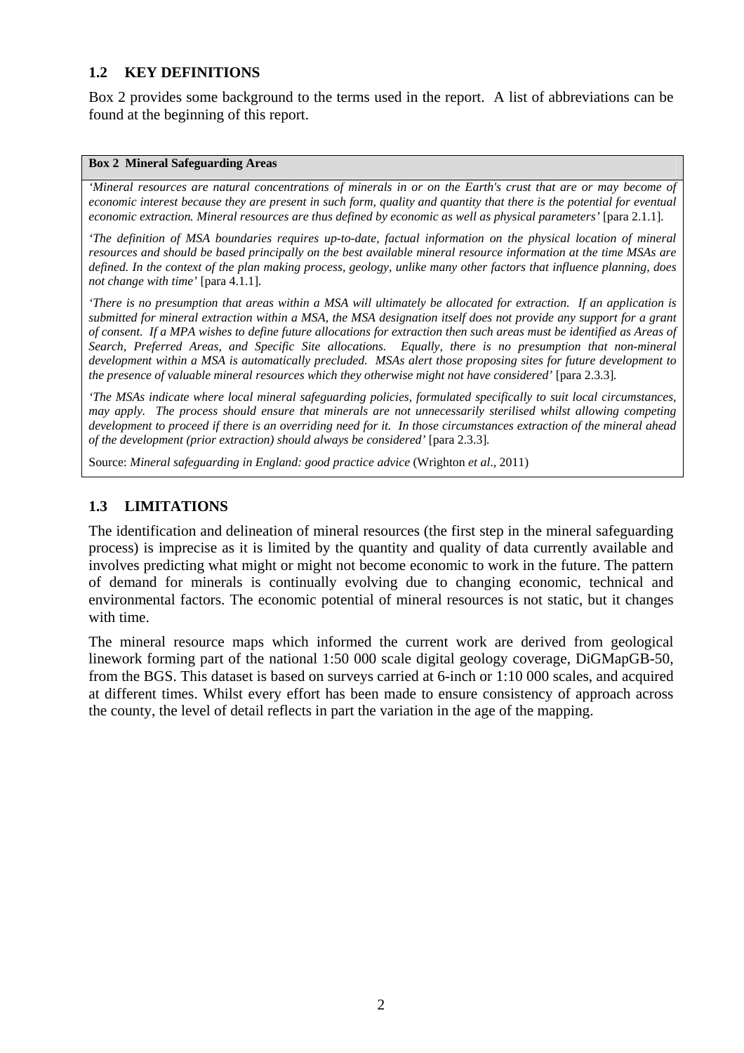## 1.2 KEY DEFINITIONS

Box 2 provides some background to the terms used in the report. A list of abbreviations can be found at the beginning of this report.

**Box 2 Mineral Safeguarding Areas**

*'Mineral resources are natural concentrations of minerals in or on the Earth's crust that are or may become of economic interest because they are present in such form, quality and quantity that there is the potential for eventual economic extraction. Mineral resources are thus defined by economic as well as physical parameters'* [para 2.1.1].

*'The definition of MSA boundaries requires up-to-date, factual information on the physical location of mineral resources and should be based principally on the best available mineral resource information at the time MSAs are defined. In the context of the plan making process, geology, unlike many other factors that influence planning, does not change with time'* [para 4.1.1].

*'There is no presumption that areas within a MSA will ultimately be allocated for extraction. If an application is submitted for mineral extraction within a MSA, the MSA designation itself does not provide any support for a grant of consent. If a MPA wishes to define future allocations for extraction then such areas must be identified as Areas of Search, Preferred Areas, and Specific Site allocations. Equally, there is no presumption that non-mineral development within a MSA is automatically precluded. MSAs alert those proposing sites for future development to the presence of valuable mineral resources which they otherwise might not have considered'* [para 2.3.3].

*'The MSAs indicate where local mineral safeguarding policies, formulated specifically to suit local circumstances, may apply. The process should ensure that minerals are not unnecessarily sterilised whilst allowing competing development to proceed if there is an overriding need for it. In those circumstances extraction of the mineral ahead of the development (prior extraction) should always be considered'* [para 2.3.3].

Source: *Mineral safeguarding in England: good practice advice* (Wrighton *et al*., 2011)

## 1.3 LIMITATIONS

The identification and delineation of mineral resources (the first step in the mineral safeguarding process) is imprecise as it is limited by the quantity and quality of data currently available and involves predicting what might or might not become economic to work in the future. The pattern of demand for minerals is continually evolving due to changing economic, technical and environmental factors. The economic potential of mineral resources is not static, but it changes with time.

The mineral resource maps which informed the current work are derived from geological linework forming part of the national 1:50 000 scale digital geology coverage, DiGMapGB-50, from the BGS. This dataset is based on surveys carried at 6-inch or 1:10 000 scales, and acquired at different times. Whilst every effort has been made to ensure consistency of approach across the county, the level of detail reflects in part the variation in the age of the mapping.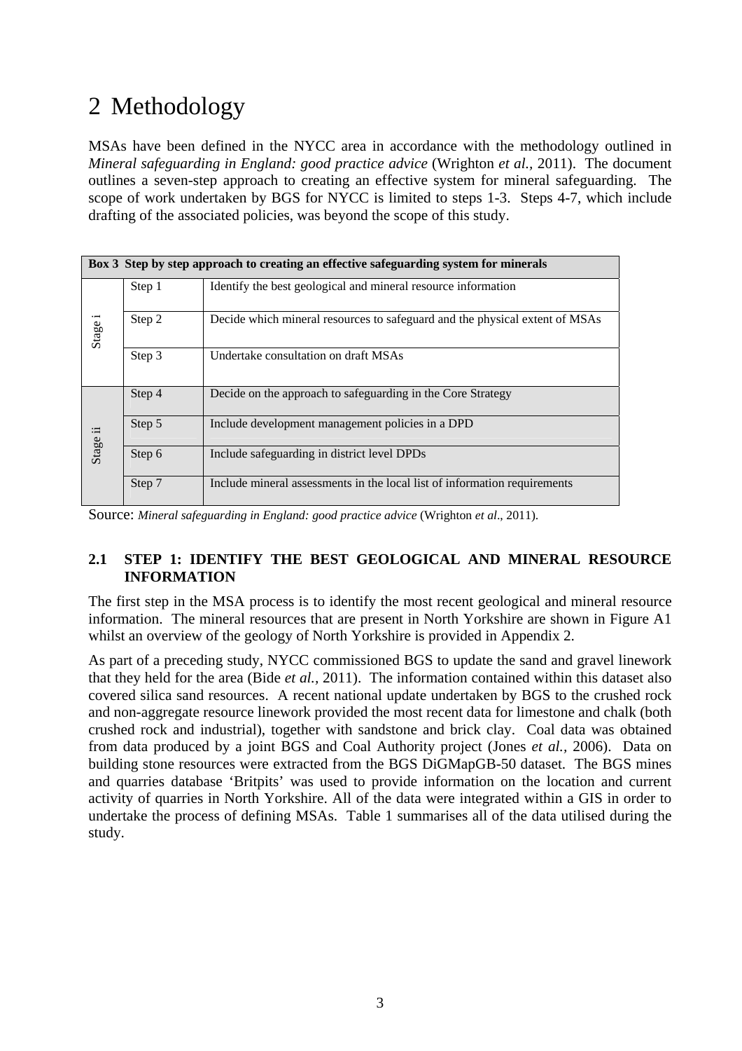# 2 Methodology

MSAs have been defined in the NYCC area in accordance with the methodology outlined in *Mineral safeguarding in England: good practice advice* (Wrighton *et al.,* 2011). The document outlines a seven-step approach to creating an effective system for mineral safeguarding. The scope of work undertaken by BGS for NYCC is limited to steps 1-3. Steps 4-7, which include drafting of the associated policies, was beyond the scope of this study.

| **Box 3 Step by step approach to creating an effective safeguarding system for minerals** | | |
|---|---|---|
| Stage i | Step 1 | Identify the best geological and mineral resource information |
| | Step 2 | Decide which mineral resources to safeguard and the physical extent of MSAs |
| | Step 3 | Undertake consultation on draft MSAs |
| Stage ii | Step 4 | Decide on the approach to safeguarding in the Core Strategy |
| | Step 5 | Include development management policies in a DPD |
| | Step 6 | Include safeguarding in district level DPDs |
| | Step 7 | Include mineral assessments in the local list of information requirements |

Source: *Mineral safeguarding in England: good practice advice* (Wrighton *et al*., 2011).

## 2.1 STEP 1: IDENTIFY THE BEST GEOLOGICAL AND MINERAL RESOURCE INFORMATION

The first step in the MSA process is to identify the most recent geological and mineral resource information. The mineral resources that are present in North Yorkshire are shown in Figure A1 whilst an overview of the geology of North Yorkshire is provided in Appendix 2.

As part of a preceding study, NYCC commissioned BGS to update the sand and gravel linework that they held for the area (Bide *et al.,* 2011). The information contained within this dataset also covered silica sand resources. A recent national update undertaken by BGS to the crushed rock and non-aggregate resource linework provided the most recent data for limestone and chalk (both crushed rock and industrial), together with sandstone and brick clay. Coal data was obtained from data produced by a joint BGS and Coal Authority project (Jones *et al.,* 2006). Data on building stone resources were extracted from the BGS DiGMapGB-50 dataset. The BGS mines and quarries database 'Britpits' was used to provide information on the location and current activity of quarries in North Yorkshire. All of the data were integrated within a GIS in order to undertake the process of defining MSAs. Table 1 summarises all of the data utilised during the study.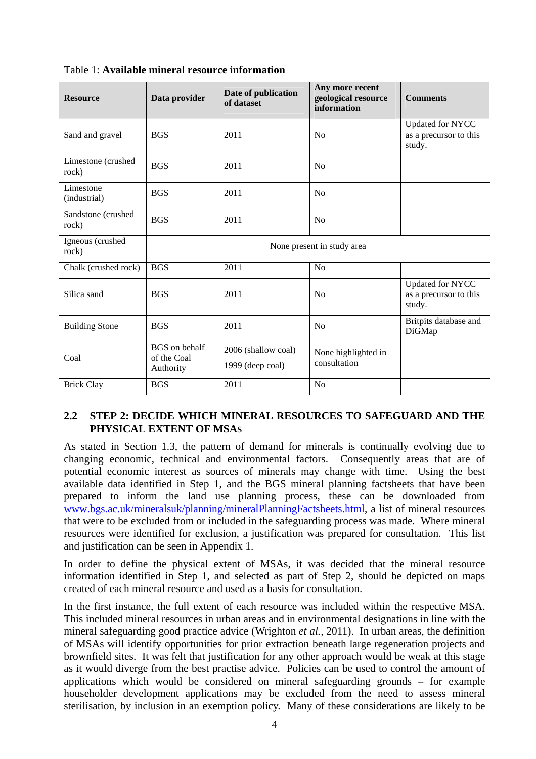Table 1: **Available mineral resource information**

| Resource | Data provider | Date of publication of dataset | Any more recent geological resource information | Comments |
|---|---|---|---|---|
| Sand and gravel | BGS | 2011 | No | Updated for NYCC as a precursor to this study. |
| Limestone (crushed rock) | BGS | 2011 | No | |
| Limestone (industrial) | BGS | 2011 | No | |
| Sandstone (crushed rock) | BGS | 2011 | No | |
| Igneous (crushed rock) | None present in study area | | | |
| Chalk (crushed rock) | BGS | 2011 | No | |
| Silica sand | BGS | 2011 | No | Updated for NYCC as a precursor to this study. |
| Building Stone | BGS | 2011 | No | Britpits database and DiGMap |
| Coal | BGS on behalf of the Coal Authority | 2006 (shallow coal) 1999 (deep coal) | None highlighted in consultation | |
| Brick Clay | BGS | 2011 | No | |

## 2.2 STEP 2: DECIDE WHICH MINERAL RESOURCES TO SAFEGUARD AND THE PHYSICAL EXTENT OF MSAs

As stated in Section 1.3, the pattern of demand for minerals is continually evolving due to changing economic, technical and environmental factors. Consequently areas that are of potential economic interest as sources of minerals may change with time. Using the best available data identified in Step 1, and the BGS mineral planning factsheets that have been prepared to inform the land use planning process, these can be downloaded from www.bgs.ac.uk/mineralsuk/planning/mineralPlanningFactsheets.html, a list of mineral resources that were to be excluded from or included in the safeguarding process was made. Where mineral resources were identified for exclusion, a justification was prepared for consultation. This list and justification can be seen in Appendix 1.

In order to define the physical extent of MSAs, it was decided that the mineral resource information identified in Step 1, and selected as part of Step 2, should be depicted on maps created of each mineral resource and used as a basis for consultation.

In the first instance, the full extent of each resource was included within the respective MSA. This included mineral resources in urban areas and in environmental designations in line with the mineral safeguarding good practice advice (Wrighton *et al.*, 2011). In urban areas, the definition of MSAs will identify opportunities for prior extraction beneath large regeneration projects and brownfield sites. It was felt that justification for any other approach would be weak at this stage as it would diverge from the best practise advice. Policies can be used to control the amount of applications which would be considered on mineral safeguarding grounds – for example householder development applications may be excluded from the need to assess mineral sterilisation, by inclusion in an exemption policy. Many of these considerations are likely to be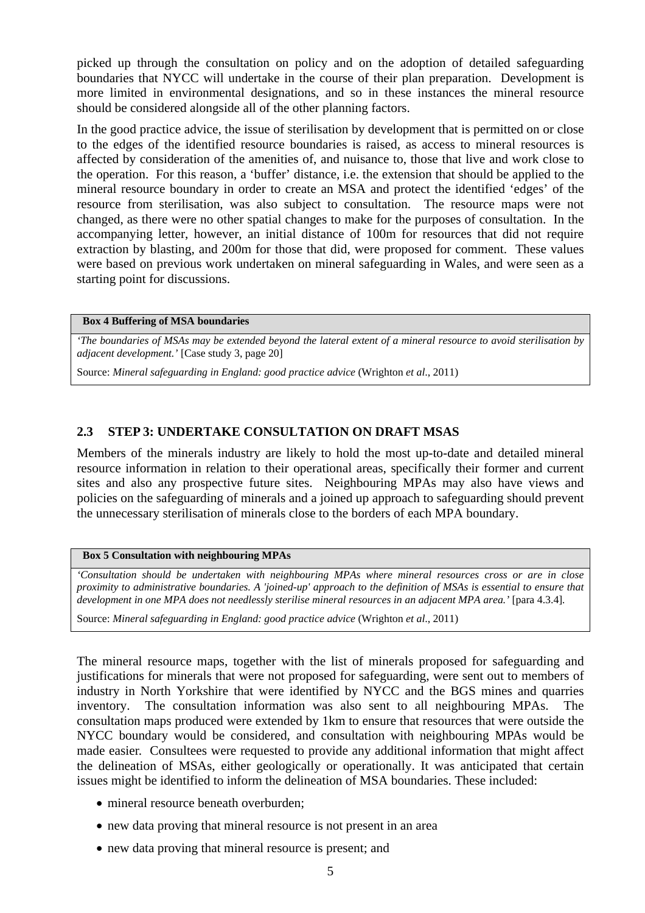picked up through the consultation on policy and on the adoption of detailed safeguarding boundaries that NYCC will undertake in the course of their plan preparation. Development is more limited in environmental designations, and so in these instances the mineral resource should be considered alongside all of the other planning factors.

In the good practice advice, the issue of sterilisation by development that is permitted on or close to the edges of the identified resource boundaries is raised, as access to mineral resources is affected by consideration of the amenities of, and nuisance to, those that live and work close to the operation. For this reason, a 'buffer' distance, i.e. the extension that should be applied to the mineral resource boundary in order to create an MSA and protect the identified 'edges' of the resource from sterilisation, was also subject to consultation. The resource maps were not changed, as there were no other spatial changes to make for the purposes of consultation. In the accompanying letter, however, an initial distance of 100m for resources that did not require extraction by blasting, and 200m for those that did, were proposed for comment. These values were based on previous work undertaken on mineral safeguarding in Wales, and were seen as a starting point for discussions.

> **Box 4 Buffering of MSA boundaries**
>
> *'The boundaries of MSAs may be extended beyond the lateral extent of a mineral resource to avoid sterilisation by adjacent development.'* [Case study 3, page 20]
>
> Source: *Mineral safeguarding in England: good practice advice* (Wrighton *et al*., 2011)

### 2.3 STEP 3: UNDERTAKE CONSULTATION ON DRAFT MSAS

Members of the minerals industry are likely to hold the most up-to-date and detailed mineral resource information in relation to their operational areas, specifically their former and current sites and also any prospective future sites. Neighbouring MPAs may also have views and policies on the safeguarding of minerals and a joined up approach to safeguarding should prevent the unnecessary sterilisation of minerals close to the borders of each MPA boundary.

> **Box 5 Consultation with neighbouring MPAs**
>
> *'Consultation should be undertaken with neighbouring MPAs where mineral resources cross or are in close proximity to administrative boundaries. A 'joined-up' approach to the definition of MSAs is essential to ensure that development in one MPA does not needlessly sterilise mineral resources in an adjacent MPA area.'* [para 4.3.4].
>
> Source: *Mineral safeguarding in England: good practice advice* (Wrighton *et al*., 2011)

The mineral resource maps, together with the list of minerals proposed for safeguarding and justifications for minerals that were not proposed for safeguarding, were sent out to members of industry in North Yorkshire that were identified by NYCC and the BGS mines and quarries inventory. The consultation information was also sent to all neighbouring MPAs. The consultation maps produced were extended by 1km to ensure that resources that were outside the NYCC boundary would be considered, and consultation with neighbouring MPAs would be made easier. Consultees were requested to provide any additional information that might affect the delineation of MSAs, either geologically or operationally. It was anticipated that certain issues might be identified to inform the delineation of MSA boundaries. These included:

- mineral resource beneath overburden;
- new data proving that mineral resource is not present in an area
- new data proving that mineral resource is present; and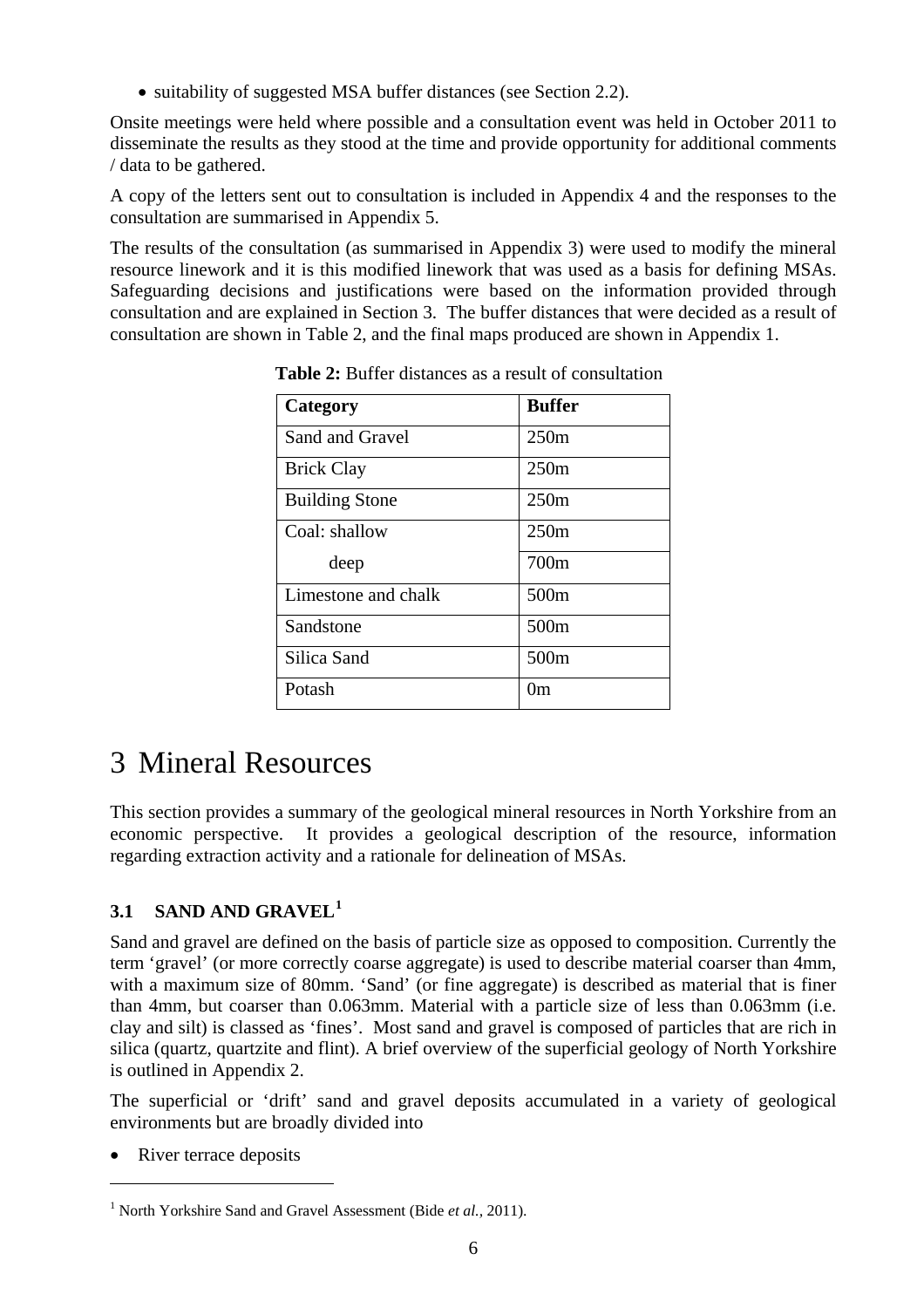- suitability of suggested MSA buffer distances (see Section 2.2).

Onsite meetings were held where possible and a consultation event was held in October 2011 to disseminate the results as they stood at the time and provide opportunity for additional comments / data to be gathered.

A copy of the letters sent out to consultation is included in Appendix 4 and the responses to the consultation are summarised in Appendix 5.

The results of the consultation (as summarised in Appendix 3) were used to modify the mineral resource linework and it is this modified linework that was used as a basis for defining MSAs. Safeguarding decisions and justifications were based on the information provided through consultation and are explained in Section 3. The buffer distances that were decided as a result of consultation are shown in Table 2, and the final maps produced are shown in Appendix 1.

**Table 2:** Buffer distances as a result of consultation

| Category | Buffer |
|---|---|
| Sand and Gravel | 250m |
| Brick Clay | 250m |
| Building Stone | 250m |
| Coal: shallow | 250m |
| deep | 700m |
| Limestone and chalk | 500m |
| Sandstone | 500m |
| Silica Sand | 500m |
| Potash | 0m |

# 3 Mineral Resources

This section provides a summary of the geological mineral resources in North Yorkshire from an economic perspective. It provides a geological description of the resource, information regarding extraction activity and a rationale for delineation of MSAs.

### 3.1 SAND AND GRAVEL[1]

Sand and gravel are defined on the basis of particle size as opposed to composition. Currently the term 'gravel' (or more correctly coarse aggregate) is used to describe material coarser than 4mm, with a maximum size of 80mm. 'Sand' (or fine aggregate) is described as material that is finer than 4mm, but coarser than 0.063mm. Material with a particle size of less than 0.063mm (i.e. clay and silt) is classed as 'fines'. Most sand and gravel is composed of particles that are rich in silica (quartz, quartzite and flint). A brief overview of the superficial geology of North Yorkshire is outlined in Appendix 2.

The superficial or 'drift' sand and gravel deposits accumulated in a variety of geological environments but are broadly divided into

- River terrace deposits

[1] North Yorkshire Sand and Gravel Assessment (Bide *et al.*, 2011).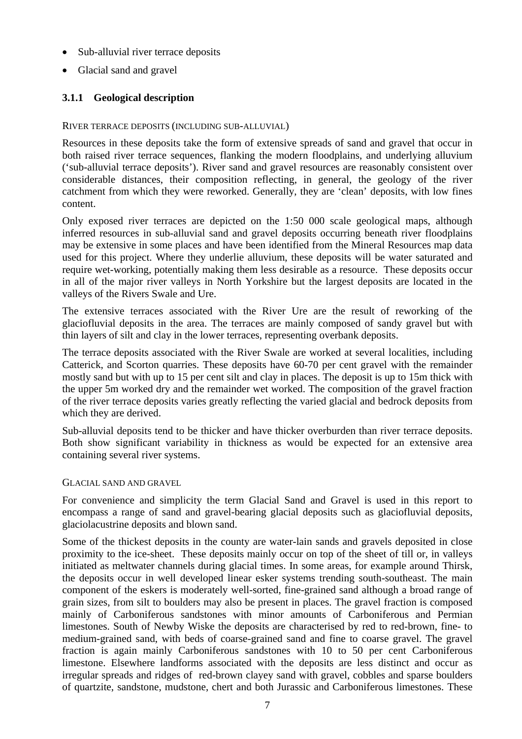- Sub-alluvial river terrace deposits
- Glacial sand and gravel

### 3.1.1 Geological description

RIVER TERRACE DEPOSITS (INCLUDING SUB-ALLUVIAL)

Resources in these deposits take the form of extensive spreads of sand and gravel that occur in both raised river terrace sequences, flanking the modern floodplains, and underlying alluvium ('sub-alluvial terrace deposits'). River sand and gravel resources are reasonably consistent over considerable distances, their composition reflecting, in general, the geology of the river catchment from which they were reworked. Generally, they are 'clean' deposits, with low fines content.

Only exposed river terraces are depicted on the 1:50 000 scale geological maps, although inferred resources in sub-alluvial sand and gravel deposits occurring beneath river floodplains may be extensive in some places and have been identified from the Mineral Resources map data used for this project. Where they underlie alluvium, these deposits will be water saturated and require wet-working, potentially making them less desirable as a resource. These deposits occur in all of the major river valleys in North Yorkshire but the largest deposits are located in the valleys of the Rivers Swale and Ure.

The extensive terraces associated with the River Ure are the result of reworking of the glaciofluvial deposits in the area. The terraces are mainly composed of sandy gravel but with thin layers of silt and clay in the lower terraces, representing overbank deposits.

The terrace deposits associated with the River Swale are worked at several localities, including Catterick, and Scorton quarries. These deposits have 60-70 per cent gravel with the remainder mostly sand but with up to 15 per cent silt and clay in places. The deposit is up to 15m thick with the upper 5m worked dry and the remainder wet worked. The composition of the gravel fraction of the river terrace deposits varies greatly reflecting the varied glacial and bedrock deposits from which they are derived.

Sub-alluvial deposits tend to be thicker and have thicker overburden than river terrace deposits. Both show significant variability in thickness as would be expected for an extensive area containing several river systems.

GLACIAL SAND AND GRAVEL

For convenience and simplicity the term Glacial Sand and Gravel is used in this report to encompass a range of sand and gravel-bearing glacial deposits such as glaciofluvial deposits, glaciolacustrine deposits and blown sand.

Some of the thickest deposits in the county are water-lain sands and gravels deposited in close proximity to the ice-sheet. These deposits mainly occur on top of the sheet of till or, in valleys initiated as meltwater channels during glacial times. In some areas, for example around Thirsk, the deposits occur in well developed linear esker systems trending south-southeast. The main component of the eskers is moderately well-sorted, fine-grained sand although a broad range of grain sizes, from silt to boulders may also be present in places. The gravel fraction is composed mainly of Carboniferous sandstones with minor amounts of Carboniferous and Permian limestones. South of Newby Wiske the deposits are characterised by red to red-brown, fine- to medium-grained sand, with beds of coarse-grained sand and fine to coarse gravel. The gravel fraction is again mainly Carboniferous sandstones with 10 to 50 per cent Carboniferous limestone. Elsewhere landforms associated with the deposits are less distinct and occur as irregular spreads and ridges of red-brown clayey sand with gravel, cobbles and sparse boulders of quartzite, sandstone, mudstone, chert and both Jurassic and Carboniferous limestones. These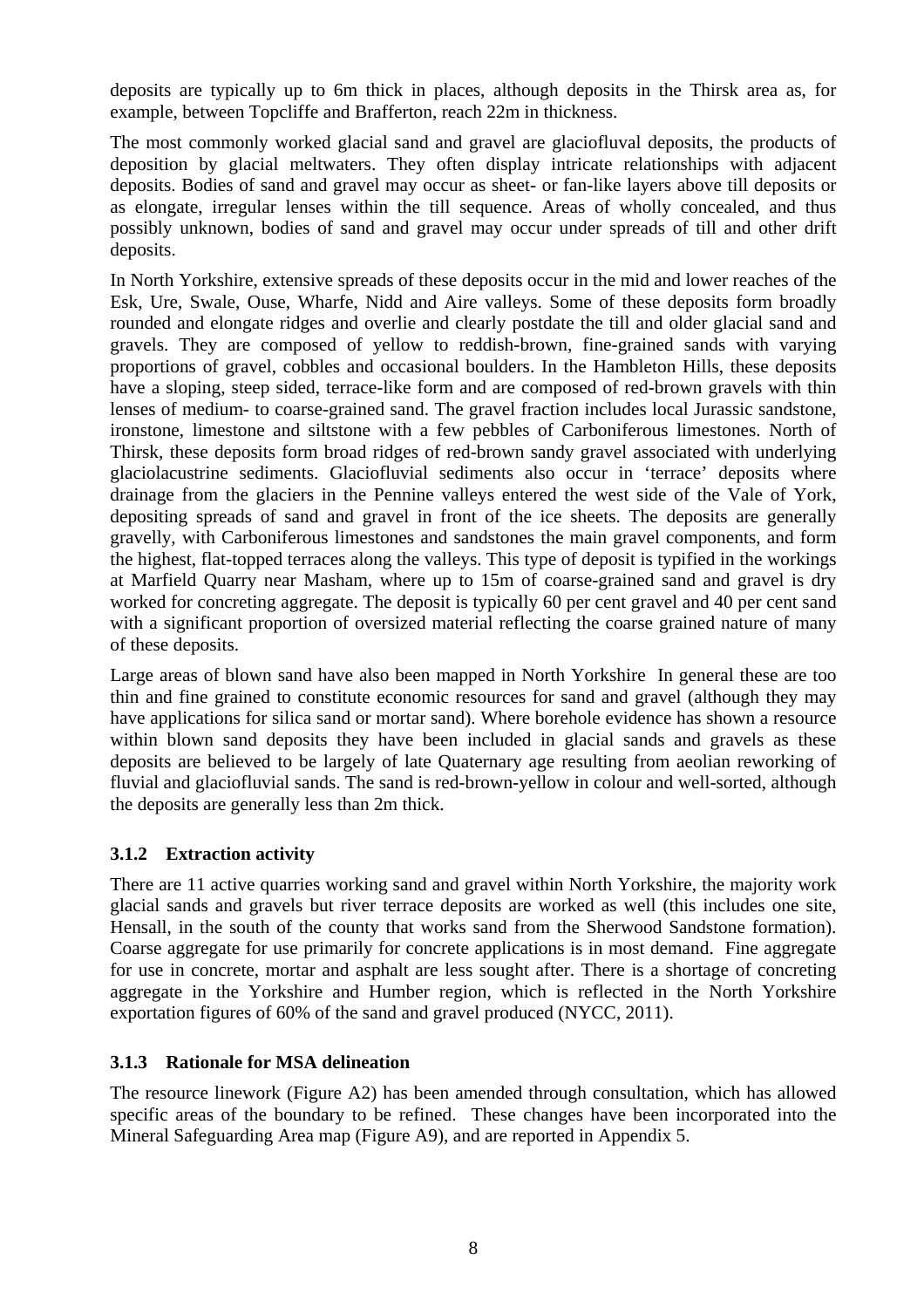deposits are typically up to 6m thick in places, although deposits in the Thirsk area as, for example, between Topcliffe and Brafferton, reach 22m in thickness.

The most commonly worked glacial sand and gravel are glaciofluval deposits, the products of deposition by glacial meltwaters. They often display intricate relationships with adjacent deposits. Bodies of sand and gravel may occur as sheet- or fan-like layers above till deposits or as elongate, irregular lenses within the till sequence. Areas of wholly concealed, and thus possibly unknown, bodies of sand and gravel may occur under spreads of till and other drift deposits.

In North Yorkshire, extensive spreads of these deposits occur in the mid and lower reaches of the Esk, Ure, Swale, Ouse, Wharfe, Nidd and Aire valleys. Some of these deposits form broadly rounded and elongate ridges and overlie and clearly postdate the till and older glacial sand and gravels. They are composed of yellow to reddish-brown, fine-grained sands with varying proportions of gravel, cobbles and occasional boulders. In the Hambleton Hills, these deposits have a sloping, steep sided, terrace-like form and are composed of red-brown gravels with thin lenses of medium- to coarse-grained sand. The gravel fraction includes local Jurassic sandstone, ironstone, limestone and siltstone with a few pebbles of Carboniferous limestones. North of Thirsk, these deposits form broad ridges of red-brown sandy gravel associated with underlying glaciolacustrine sediments. Glaciofluvial sediments also occur in 'terrace' deposits where drainage from the glaciers in the Pennine valleys entered the west side of the Vale of York, depositing spreads of sand and gravel in front of the ice sheets. The deposits are generally gravelly, with Carboniferous limestones and sandstones the main gravel components, and form the highest, flat-topped terraces along the valleys. This type of deposit is typified in the workings at Marfield Quarry near Masham, where up to 15m of coarse-grained sand and gravel is dry worked for concreting aggregate. The deposit is typically 60 per cent gravel and 40 per cent sand with a significant proportion of oversized material reflecting the coarse grained nature of many of these deposits.

Large areas of blown sand have also been mapped in North Yorkshire In general these are too thin and fine grained to constitute economic resources for sand and gravel (although they may have applications for silica sand or mortar sand). Where borehole evidence has shown a resource within blown sand deposits they have been included in glacial sands and gravels as these deposits are believed to be largely of late Quaternary age resulting from aeolian reworking of fluvial and glaciofluvial sands. The sand is red-brown-yellow in colour and well-sorted, although the deposits are generally less than 2m thick.

### 3.1.2 Extraction activity

There are 11 active quarries working sand and gravel within North Yorkshire, the majority work glacial sands and gravels but river terrace deposits are worked as well (this includes one site, Hensall, in the south of the county that works sand from the Sherwood Sandstone formation). Coarse aggregate for use primarily for concrete applications is in most demand. Fine aggregate for use in concrete, mortar and asphalt are less sought after. There is a shortage of concreting aggregate in the Yorkshire and Humber region, which is reflected in the North Yorkshire exportation figures of 60% of the sand and gravel produced (NYCC, 2011).

### 3.1.3 Rationale for MSA delineation

The resource linework (Figure A2) has been amended through consultation, which has allowed specific areas of the boundary to be refined. These changes have been incorporated into the Mineral Safeguarding Area map (Figure A9), and are reported in Appendix 5.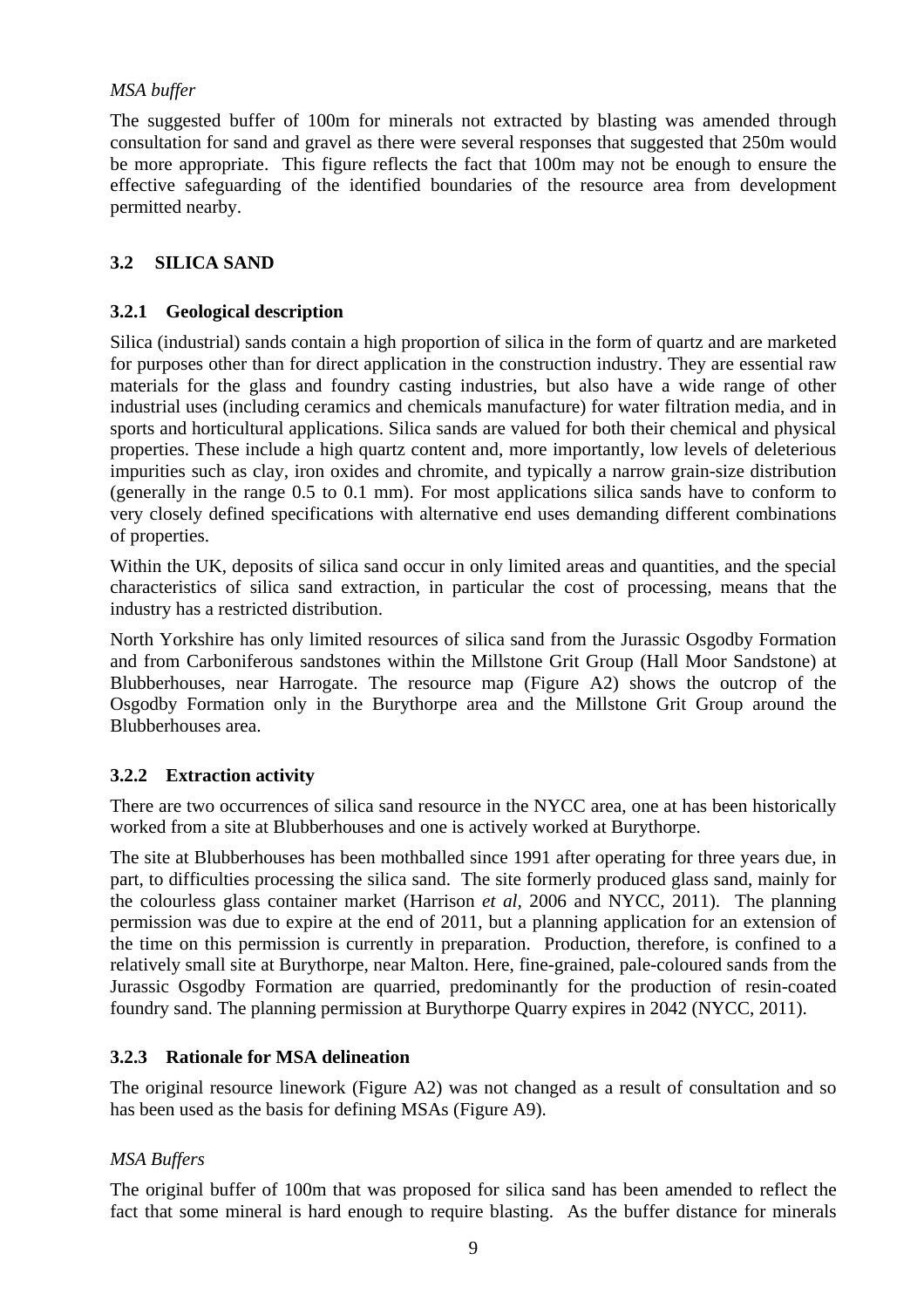*MSA buffer*

The suggested buffer of 100m for minerals not extracted by blasting was amended through consultation for sand and gravel as there were several responses that suggested that 250m would be more appropriate. This figure reflects the fact that 100m may not be enough to ensure the effective safeguarding of the identified boundaries of the resource area from development permitted nearby.

## 3.2 SILICA SAND

### 3.2.1 Geological description

Silica (industrial) sands contain a high proportion of silica in the form of quartz and are marketed for purposes other than for direct application in the construction industry. They are essential raw materials for the glass and foundry casting industries, but also have a wide range of other industrial uses (including ceramics and chemicals manufacture) for water filtration media, and in sports and horticultural applications. Silica sands are valued for both their chemical and physical properties. These include a high quartz content and, more importantly, low levels of deleterious impurities such as clay, iron oxides and chromite, and typically a narrow grain-size distribution (generally in the range 0.5 to 0.1 mm). For most applications silica sands have to conform to very closely defined specifications with alternative end uses demanding different combinations of properties.

Within the UK, deposits of silica sand occur in only limited areas and quantities, and the special characteristics of silica sand extraction, in particular the cost of processing, means that the industry has a restricted distribution.

North Yorkshire has only limited resources of silica sand from the Jurassic Osgodby Formation and from Carboniferous sandstones within the Millstone Grit Group (Hall Moor Sandstone) at Blubberhouses, near Harrogate. The resource map (Figure A2) shows the outcrop of the Osgodby Formation only in the Burythorpe area and the Millstone Grit Group around the Blubberhouses area.

### 3.2.2 Extraction activity

There are two occurrences of silica sand resource in the NYCC area, one at has been historically worked from a site at Blubberhouses and one is actively worked at Burythorpe.

The site at Blubberhouses has been mothballed since 1991 after operating for three years due, in part, to difficulties processing the silica sand. The site formerly produced glass sand, mainly for the colourless glass container market (Harrison *et al*, 2006 and NYCC, 2011). The planning permission was due to expire at the end of 2011, but a planning application for an extension of the time on this permission is currently in preparation. Production, therefore, is confined to a relatively small site at Burythorpe, near Malton. Here, fine-grained, pale-coloured sands from the Jurassic Osgodby Formation are quarried, predominantly for the production of resin-coated foundry sand. The planning permission at Burythorpe Quarry expires in 2042 (NYCC, 2011).

### 3.2.3 Rationale for MSA delineation

The original resource linework (Figure A2) was not changed as a result of consultation and so has been used as the basis for defining MSAs (Figure A9).

*MSA Buffers*

The original buffer of 100m that was proposed for silica sand has been amended to reflect the fact that some mineral is hard enough to require blasting. As the buffer distance for minerals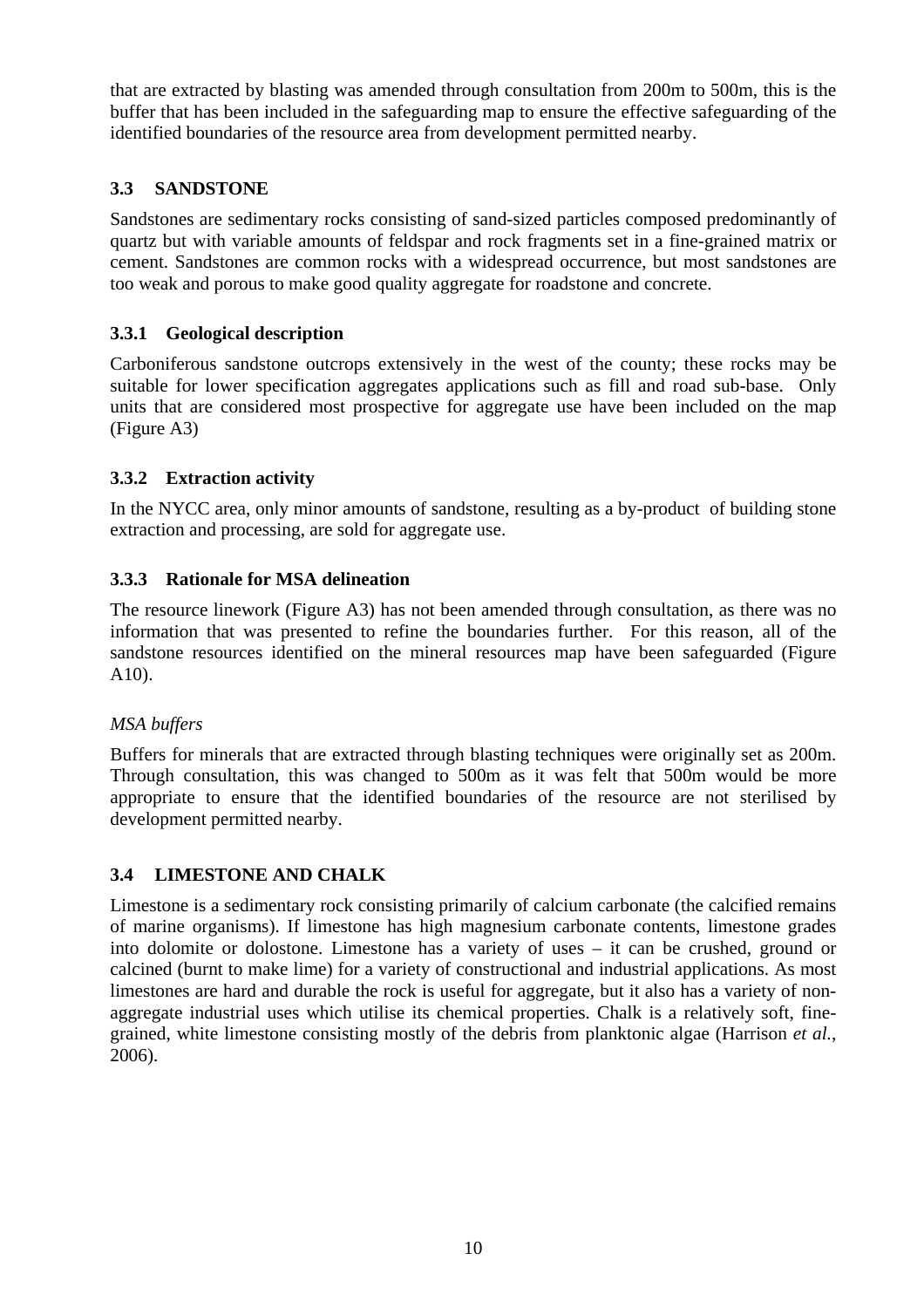that are extracted by blasting was amended through consultation from 200m to 500m, this is the buffer that has been included in the safeguarding map to ensure the effective safeguarding of the identified boundaries of the resource area from development permitted nearby.

## 3.3 SANDSTONE

Sandstones are sedimentary rocks consisting of sand-sized particles composed predominantly of quartz but with variable amounts of feldspar and rock fragments set in a fine-grained matrix or cement. Sandstones are common rocks with a widespread occurrence, but most sandstones are too weak and porous to make good quality aggregate for roadstone and concrete.

### 3.3.1 Geological description

Carboniferous sandstone outcrops extensively in the west of the county; these rocks may be suitable for lower specification aggregates applications such as fill and road sub-base. Only units that are considered most prospective for aggregate use have been included on the map (Figure A3)

### 3.3.2 Extraction activity

In the NYCC area, only minor amounts of sandstone, resulting as a by-product of building stone extraction and processing, are sold for aggregate use.

### 3.3.3 Rationale for MSA delineation

The resource linework (Figure A3) has not been amended through consultation, as there was no information that was presented to refine the boundaries further. For this reason, all of the sandstone resources identified on the mineral resources map have been safeguarded (Figure A10).

*MSA buffers*

Buffers for minerals that are extracted through blasting techniques were originally set as 200m. Through consultation, this was changed to 500m as it was felt that 500m would be more appropriate to ensure that the identified boundaries of the resource are not sterilised by development permitted nearby.

## 3.4 LIMESTONE AND CHALK

Limestone is a sedimentary rock consisting primarily of calcium carbonate (the calcified remains of marine organisms). If limestone has high magnesium carbonate contents, limestone grades into dolomite or dolostone. Limestone has a variety of uses – it can be crushed, ground or calcined (burnt to make lime) for a variety of constructional and industrial applications. As most limestones are hard and durable the rock is useful for aggregate, but it also has a variety of non-aggregate industrial uses which utilise its chemical properties. Chalk is a relatively soft, fine-grained, white limestone consisting mostly of the debris from planktonic algae (Harrison *et al.*, 2006).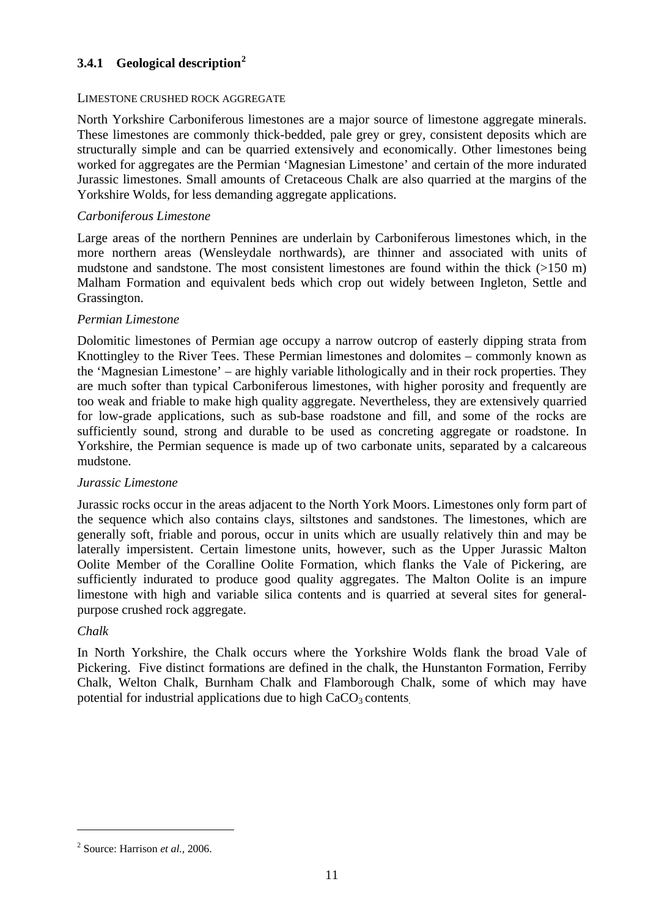### 3.4.1 Geological description[2]

LIMESTONE CRUSHED ROCK AGGREGATE

North Yorkshire Carboniferous limestones are a major source of limestone aggregate minerals. These limestones are commonly thick-bedded, pale grey or grey, consistent deposits which are structurally simple and can be quarried extensively and economically. Other limestones being worked for aggregates are the Permian 'Magnesian Limestone' and certain of the more indurated Jurassic limestones. Small amounts of Cretaceous Chalk are also quarried at the margins of the Yorkshire Wolds, for less demanding aggregate applications.

*Carboniferous Limestone*

Large areas of the northern Pennines are underlain by Carboniferous limestones which, in the more northern areas (Wensleydale northwards), are thinner and associated with units of mudstone and sandstone. The most consistent limestones are found within the thick (>150 m) Malham Formation and equivalent beds which crop out widely between Ingleton, Settle and Grassington.

*Permian Limestone*

Dolomitic limestones of Permian age occupy a narrow outcrop of easterly dipping strata from Knottingley to the River Tees. These Permian limestones and dolomites – commonly known as the 'Magnesian Limestone' – are highly variable lithologically and in their rock properties. They are much softer than typical Carboniferous limestones, with higher porosity and frequently are too weak and friable to make high quality aggregate. Nevertheless, they are extensively quarried for low-grade applications, such as sub-base roadstone and fill, and some of the rocks are sufficiently sound, strong and durable to be used as concreting aggregate or roadstone. In Yorkshire, the Permian sequence is made up of two carbonate units, separated by a calcareous mudstone.

*Jurassic Limestone*

Jurassic rocks occur in the areas adjacent to the North York Moors. Limestones only form part of the sequence which also contains clays, siltstones and sandstones. The limestones, which are generally soft, friable and porous, occur in units which are usually relatively thin and may be laterally impersistent. Certain limestone units, however, such as the Upper Jurassic Malton Oolite Member of the Coralline Oolite Formation, which flanks the Vale of Pickering, are sufficiently indurated to produce good quality aggregates. The Malton Oolite is an impure limestone with high and variable silica contents and is quarried at several sites for general-purpose crushed rock aggregate.

*Chalk*

In North Yorkshire, the Chalk occurs where the Yorkshire Wolds flank the broad Vale of Pickering. Five distinct formations are defined in the chalk, the Hunstanton Formation, Ferriby Chalk, Welton Chalk, Burnham Chalk and Flamborough Chalk, some of which may have potential for industrial applications due to high $CaCO_3$ contents.

---

[2] Source: Harrison *et al.,* 2006.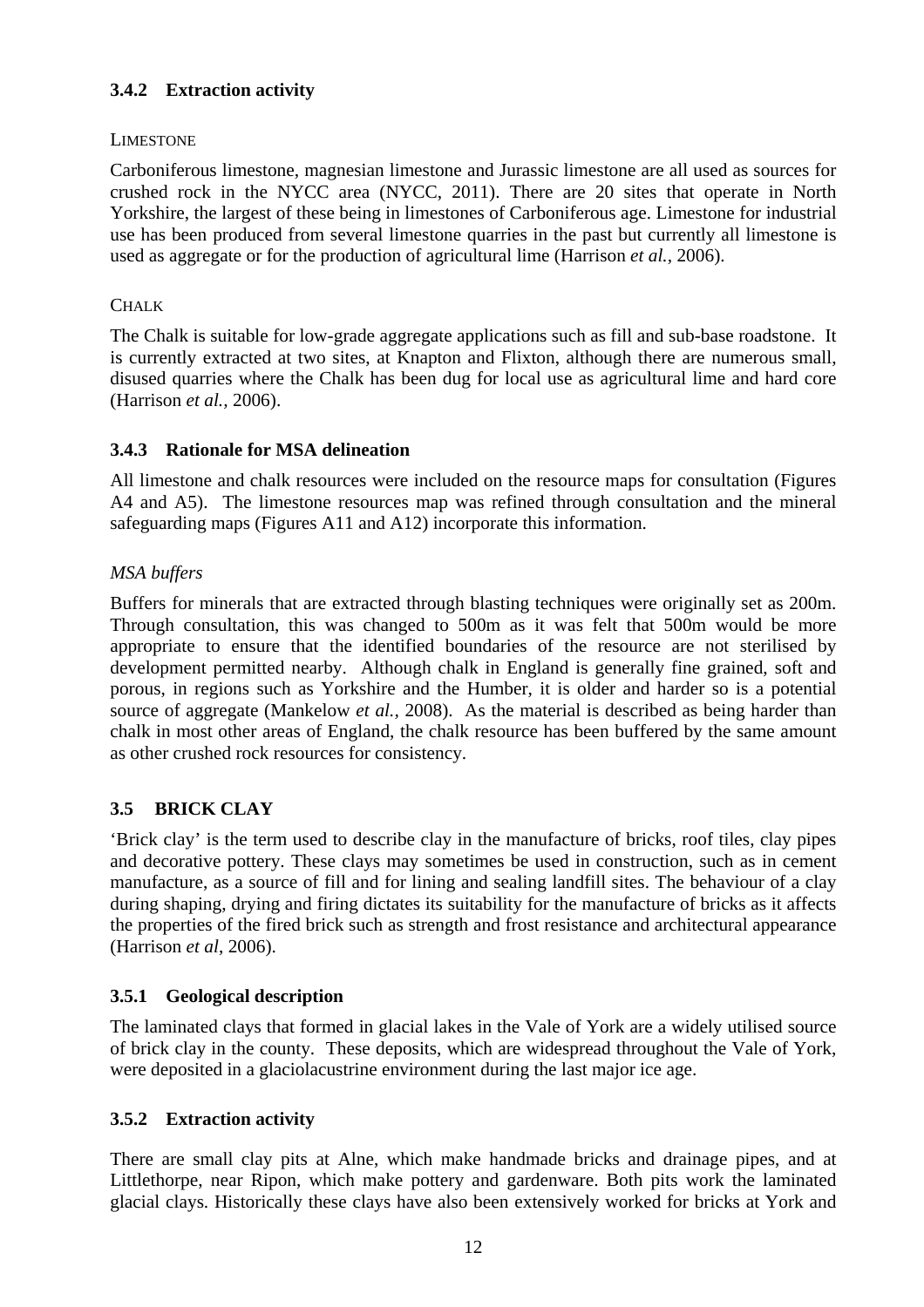### 3.4.2 Extraction activity

LIMESTONE

Carboniferous limestone, magnesian limestone and Jurassic limestone are all used as sources for crushed rock in the NYCC area (NYCC, 2011). There are 20 sites that operate in North Yorkshire, the largest of these being in limestones of Carboniferous age. Limestone for industrial use has been produced from several limestone quarries in the past but currently all limestone is used as aggregate or for the production of agricultural lime (Harrison *et al.*, 2006).

CHALK

The Chalk is suitable for low-grade aggregate applications such as fill and sub-base roadstone. It is currently extracted at two sites, at Knapton and Flixton, although there are numerous small, disused quarries where the Chalk has been dug for local use as agricultural lime and hard core (Harrison *et al.*, 2006).

### 3.4.3 Rationale for MSA delineation

All limestone and chalk resources were included on the resource maps for consultation (Figures A4 and A5). The limestone resources map was refined through consultation and the mineral safeguarding maps (Figures A11 and A12) incorporate this information.

*MSA buffers*

Buffers for minerals that are extracted through blasting techniques were originally set as 200m. Through consultation, this was changed to 500m as it was felt that 500m would be more appropriate to ensure that the identified boundaries of the resource are not sterilised by development permitted nearby. Although chalk in England is generally fine grained, soft and porous, in regions such as Yorkshire and the Humber, it is older and harder so is a potential source of aggregate (Mankelow *et al.*, 2008). As the material is described as being harder than chalk in most other areas of England, the chalk resource has been buffered by the same amount as other crushed rock resources for consistency.

## 3.5 BRICK CLAY

'Brick clay' is the term used to describe clay in the manufacture of bricks, roof tiles, clay pipes and decorative pottery. These clays may sometimes be used in construction, such as in cement manufacture, as a source of fill and for lining and sealing landfill sites. The behaviour of a clay during shaping, drying and firing dictates its suitability for the manufacture of bricks as it affects the properties of the fired brick such as strength and frost resistance and architectural appearance (Harrison *et al*, 2006).

### 3.5.1 Geological description

The laminated clays that formed in glacial lakes in the Vale of York are a widely utilised source of brick clay in the county. These deposits, which are widespread throughout the Vale of York, were deposited in a glaciolacustrine environment during the last major ice age.

### 3.5.2 Extraction activity

There are small clay pits at Alne, which make handmade bricks and drainage pipes, and at Littlethorpe, near Ripon, which make pottery and gardenware. Both pits work the laminated glacial clays. Historically these clays have also been extensively worked for bricks at York and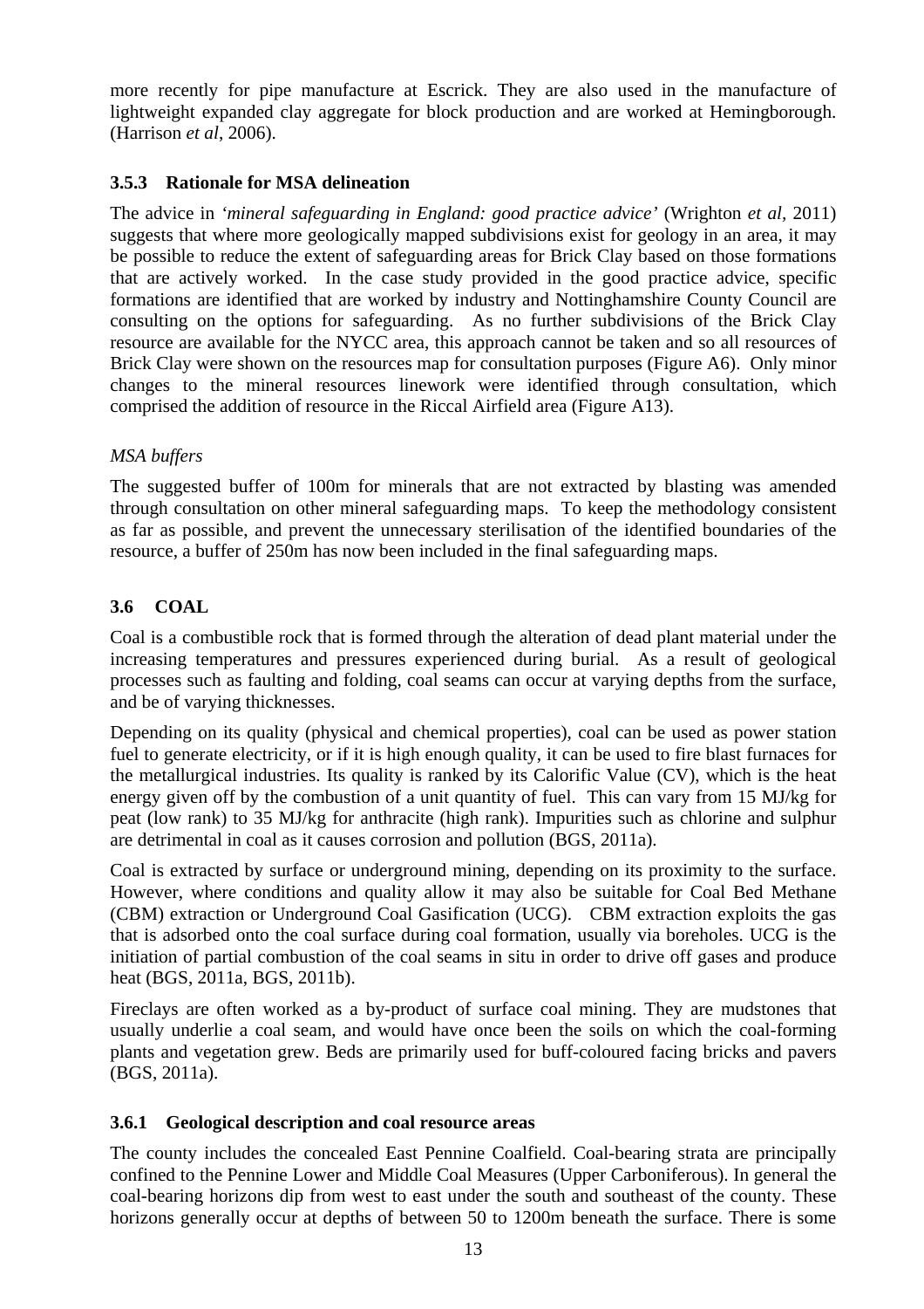more recently for pipe manufacture at Escrick. They are also used in the manufacture of lightweight expanded clay aggregate for block production and are worked at Hemingborough. (Harrison *et al*, 2006).

### 3.5.3 Rationale for MSA delineation

The advice in *'mineral safeguarding in England: good practice advice'* (Wrighton *et al*, 2011) suggests that where more geologically mapped subdivisions exist for geology in an area, it may be possible to reduce the extent of safeguarding areas for Brick Clay based on those formations that are actively worked. In the case study provided in the good practice advice, specific formations are identified that are worked by industry and Nottinghamshire County Council are consulting on the options for safeguarding. As no further subdivisions of the Brick Clay resource are available for the NYCC area, this approach cannot be taken and so all resources of Brick Clay were shown on the resources map for consultation purposes (Figure A6). Only minor changes to the mineral resources linework were identified through consultation, which comprised the addition of resource in the Riccal Airfield area (Figure A13).

*MSA buffers*

The suggested buffer of 100m for minerals that are not extracted by blasting was amended through consultation on other mineral safeguarding maps. To keep the methodology consistent as far as possible, and prevent the unnecessary sterilisation of the identified boundaries of the resource, a buffer of 250m has now been included in the final safeguarding maps.

## 3.6 COAL

Coal is a combustible rock that is formed through the alteration of dead plant material under the increasing temperatures and pressures experienced during burial. As a result of geological processes such as faulting and folding, coal seams can occur at varying depths from the surface, and be of varying thicknesses.

Depending on its quality (physical and chemical properties), coal can be used as power station fuel to generate electricity, or if it is high enough quality, it can be used to fire blast furnaces for the metallurgical industries. Its quality is ranked by its Calorific Value (CV), which is the heat energy given off by the combustion of a unit quantity of fuel. This can vary from 15 MJ/kg for peat (low rank) to 35 MJ/kg for anthracite (high rank). Impurities such as chlorine and sulphur are detrimental in coal as it causes corrosion and pollution (BGS, 2011a).

Coal is extracted by surface or underground mining, depending on its proximity to the surface. However, where conditions and quality allow it may also be suitable for Coal Bed Methane (CBM) extraction or Underground Coal Gasification (UCG). CBM extraction exploits the gas that is adsorbed onto the coal surface during coal formation, usually via boreholes. UCG is the initiation of partial combustion of the coal seams in situ in order to drive off gases and produce heat (BGS, 2011a, BGS, 2011b).

Fireclays are often worked as a by-product of surface coal mining. They are mudstones that usually underlie a coal seam, and would have once been the soils on which the coal-forming plants and vegetation grew. Beds are primarily used for buff-coloured facing bricks and pavers (BGS, 2011a).

### 3.6.1 Geological description and coal resource areas

The county includes the concealed East Pennine Coalfield. Coal-bearing strata are principally confined to the Pennine Lower and Middle Coal Measures (Upper Carboniferous). In general the coal-bearing horizons dip from west to east under the south and southeast of the county. These horizons generally occur at depths of between 50 to 1200m beneath the surface. There is some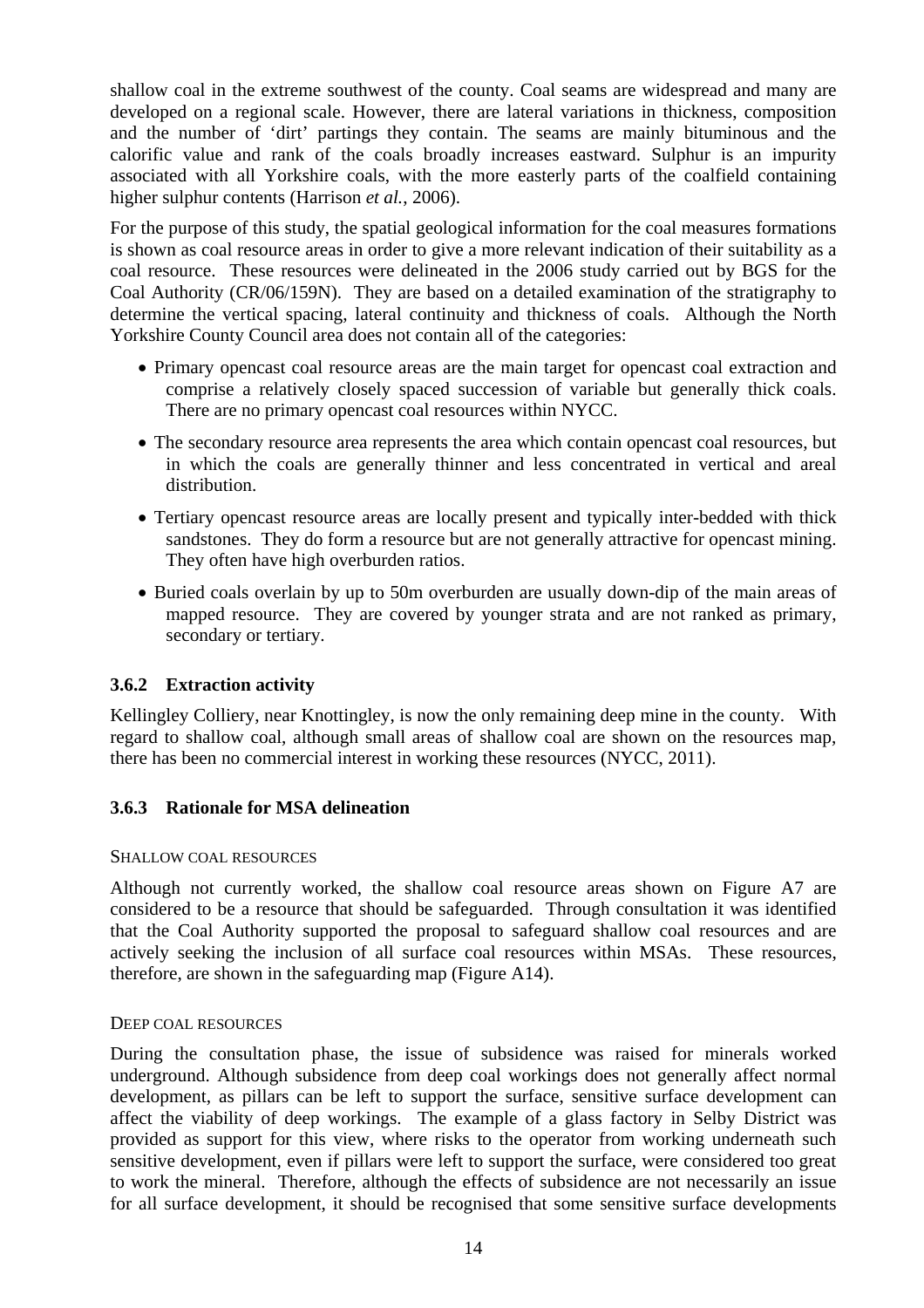shallow coal in the extreme southwest of the county. Coal seams are widespread and many are developed on a regional scale. However, there are lateral variations in thickness, composition and the number of 'dirt' partings they contain. The seams are mainly bituminous and the calorific value and rank of the coals broadly increases eastward. Sulphur is an impurity associated with all Yorkshire coals, with the more easterly parts of the coalfield containing higher sulphur contents (Harrison *et al.*, 2006).

For the purpose of this study, the spatial geological information for the coal measures formations is shown as coal resource areas in order to give a more relevant indication of their suitability as a coal resource. These resources were delineated in the 2006 study carried out by BGS for the Coal Authority (CR/06/159N). They are based on a detailed examination of the stratigraphy to determine the vertical spacing, lateral continuity and thickness of coals. Although the North Yorkshire County Council area does not contain all of the categories:

- Primary opencast coal resource areas are the main target for opencast coal extraction and comprise a relatively closely spaced succession of variable but generally thick coals. There are no primary opencast coal resources within NYCC.
- The secondary resource area represents the area which contain opencast coal resources, but in which the coals are generally thinner and less concentrated in vertical and areal distribution.
- Tertiary opencast resource areas are locally present and typically inter-bedded with thick sandstones. They do form a resource but are not generally attractive for opencast mining. They often have high overburden ratios.
- Buried coals overlain by up to 50m overburden are usually down-dip of the main areas of mapped resource. They are covered by younger strata and are not ranked as primary, secondary or tertiary.

### 3.6.2 Extraction activity

Kellingley Colliery, near Knottingley, is now the only remaining deep mine in the county. With regard to shallow coal, although small areas of shallow coal are shown on the resources map, there has been no commercial interest in working these resources (NYCC, 2011).

### 3.6.3 Rationale for MSA delineation

SHALLOW COAL RESOURCES

Although not currently worked, the shallow coal resource areas shown on Figure A7 are considered to be a resource that should be safeguarded. Through consultation it was identified that the Coal Authority supported the proposal to safeguard shallow coal resources and are actively seeking the inclusion of all surface coal resources within MSAs. These resources, therefore, are shown in the safeguarding map (Figure A14).

DEEP COAL RESOURCES

During the consultation phase, the issue of subsidence was raised for minerals worked underground. Although subsidence from deep coal workings does not generally affect normal development, as pillars can be left to support the surface, sensitive surface development can affect the viability of deep workings. The example of a glass factory in Selby District was provided as support for this view, where risks to the operator from working underneath such sensitive development, even if pillars were left to support the surface, were considered too great to work the mineral. Therefore, although the effects of subsidence are not necessarily an issue for all surface development, it should be recognised that some sensitive surface developments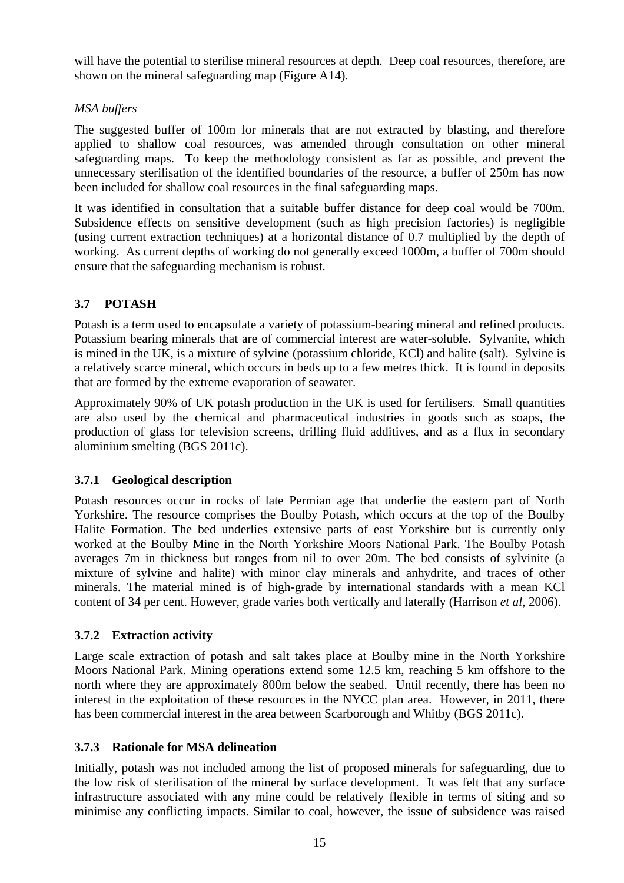will have the potential to sterilise mineral resources at depth. Deep coal resources, therefore, are shown on the mineral safeguarding map (Figure A14).

*MSA buffers*

The suggested buffer of 100m for minerals that are not extracted by blasting, and therefore applied to shallow coal resources, was amended through consultation on other mineral safeguarding maps. To keep the methodology consistent as far as possible, and prevent the unnecessary sterilisation of the identified boundaries of the resource, a buffer of 250m has now been included for shallow coal resources in the final safeguarding maps.

It was identified in consultation that a suitable buffer distance for deep coal would be 700m. Subsidence effects on sensitive development (such as high precision factories) is negligible (using current extraction techniques) at a horizontal distance of 0.7 multiplied by the depth of working. As current depths of working do not generally exceed 1000m, a buffer of 700m should ensure that the safeguarding mechanism is robust.

## 3.7 POTASH

Potash is a term used to encapsulate a variety of potassium-bearing mineral and refined products. Potassium bearing minerals that are of commercial interest are water-soluble. Sylvanite, which is mined in the UK, is a mixture of sylvine (potassium chloride, KCl) and halite (salt). Sylvine is a relatively scarce mineral, which occurs in beds up to a few metres thick. It is found in deposits that are formed by the extreme evaporation of seawater.

Approximately 90% of UK potash production in the UK is used for fertilisers. Small quantities are also used by the chemical and pharmaceutical industries in goods such as soaps, the production of glass for television screens, drilling fluid additives, and as a flux in secondary aluminium smelting (BGS 2011c).

### 3.7.1 Geological description

Potash resources occur in rocks of late Permian age that underlie the eastern part of North Yorkshire. The resource comprises the Boulby Potash, which occurs at the top of the Boulby Halite Formation. The bed underlies extensive parts of east Yorkshire but is currently only worked at the Boulby Mine in the North Yorkshire Moors National Park. The Boulby Potash averages 7m in thickness but ranges from nil to over 20m. The bed consists of sylvinite (a mixture of sylvine and halite) with minor clay minerals and anhydrite, and traces of other minerals. The material mined is of high-grade by international standards with a mean KCl content of 34 per cent. However, grade varies both vertically and laterally (Harrison *et al*, 2006).

### 3.7.2 Extraction activity

Large scale extraction of potash and salt takes place at Boulby mine in the North Yorkshire Moors National Park. Mining operations extend some 12.5 km, reaching 5 km offshore to the north where they are approximately 800m below the seabed. Until recently, there has been no interest in the exploitation of these resources in the NYCC plan area. However, in 2011, there has been commercial interest in the area between Scarborough and Whitby (BGS 2011c).

### 3.7.3 Rationale for MSA delineation

Initially, potash was not included among the list of proposed minerals for safeguarding, due to the low risk of sterilisation of the mineral by surface development. It was felt that any surface infrastructure associated with any mine could be relatively flexible in terms of siting and so minimise any conflicting impacts. Similar to coal, however, the issue of subsidence was raised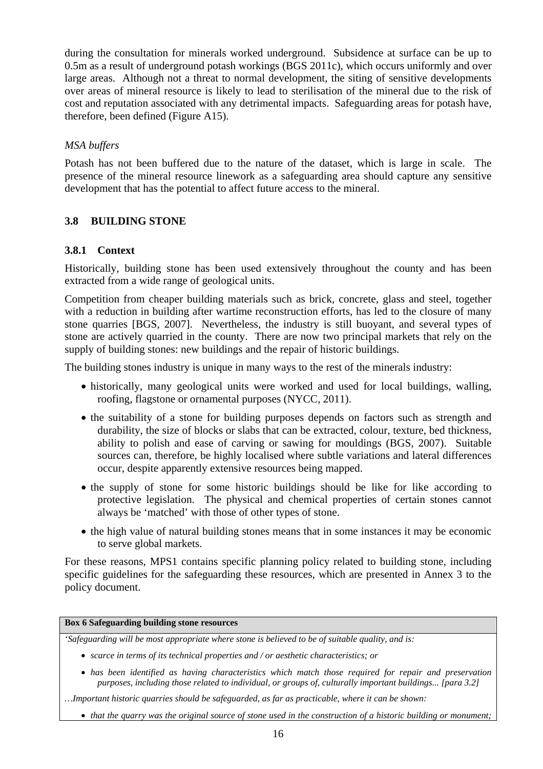during the consultation for minerals worked underground. Subsidence at surface can be up to 0.5m as a result of underground potash workings (BGS 2011c), which occurs uniformly and over large areas. Although not a threat to normal development, the siting of sensitive developments over areas of mineral resource is likely to lead to sterilisation of the mineral due to the risk of cost and reputation associated with any detrimental impacts. Safeguarding areas for potash have, therefore, been defined (Figure A15).

*MSA buffers*

Potash has not been buffered due to the nature of the dataset, which is large in scale. The presence of the mineral resource linework as a safeguarding area should capture any sensitive development that has the potential to affect future access to the mineral.

## 3.8 BUILDING STONE

### 3.8.1 Context

Historically, building stone has been used extensively throughout the county and has been extracted from a wide range of geological units.

Competition from cheaper building materials such as brick, concrete, glass and steel, together with a reduction in building after wartime reconstruction efforts, has led to the closure of many stone quarries [BGS, 2007]. Nevertheless, the industry is still buoyant, and several types of stone are actively quarried in the county. There are now two principal markets that rely on the supply of building stones: new buildings and the repair of historic buildings.

The building stones industry is unique in many ways to the rest of the minerals industry:

- historically, many geological units were worked and used for local buildings, walling, roofing, flagstone or ornamental purposes (NYCC, 2011).
- the suitability of a stone for building purposes depends on factors such as strength and durability, the size of blocks or slabs that can be extracted, colour, texture, bed thickness, ability to polish and ease of carving or sawing for mouldings (BGS, 2007). Suitable sources can, therefore, be highly localised where subtle variations and lateral differences occur, despite apparently extensive resources being mapped.
- the supply of stone for some historic buildings should be like for like according to protective legislation. The physical and chemical properties of certain stones cannot always be 'matched' with those of other types of stone.
- the high value of natural building stones means that in some instances it may be economic to serve global markets.

For these reasons, MPS1 contains specific planning policy related to building stone, including specific guidelines for the safeguarding these resources, which are presented in Annex 3 to the policy document.

**Box 6 Safeguarding building stone resources**

*'Safeguarding will be most appropriate where stone is believed to be of suitable quality, and is:*

- *scarce in terms of its technical properties and / or aesthetic characteristics; or*
- *has been identified as having characteristics which match those required for repair and preservation purposes, including those related to individual, or groups of, culturally important buildings... [para 3.2]*

*…Important historic quarries should be safeguarded, as far as practicable, where it can be shown:*

- *that the quarry was the original source of stone used in the construction of a historic building or monument;*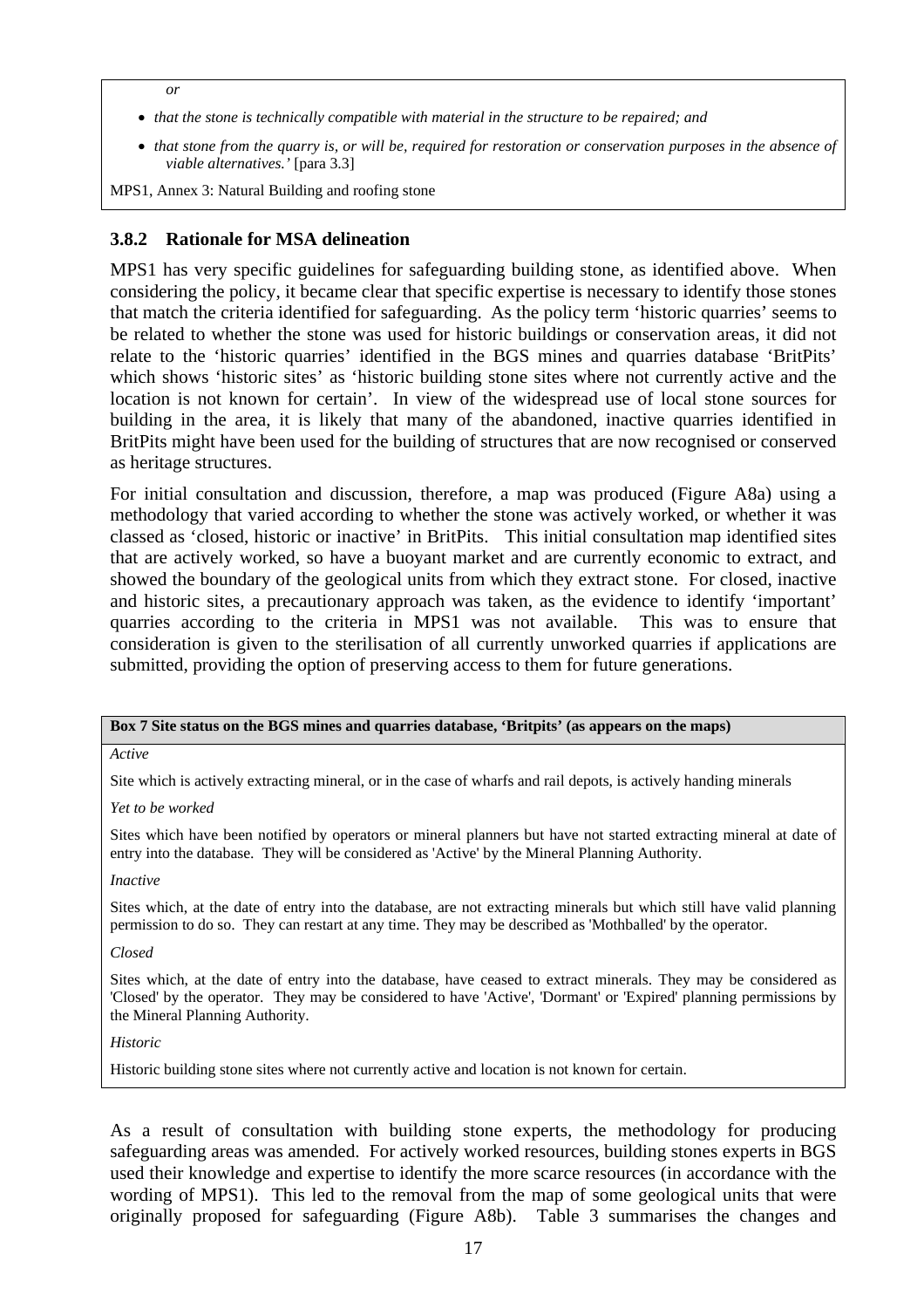*or*

- *that the stone is technically compatible with material in the structure to be repaired; and*
- *that stone from the quarry is, or will be, required for restoration or conservation purposes in the absence of viable alternatives.'* [para 3.3]

MPS1, Annex 3: Natural Building and roofing stone

### 3.8.2 Rationale for MSA delineation

MPS1 has very specific guidelines for safeguarding building stone, as identified above. When considering the policy, it became clear that specific expertise is necessary to identify those stones that match the criteria identified for safeguarding. As the policy term 'historic quarries' seems to be related to whether the stone was used for historic buildings or conservation areas, it did not relate to the 'historic quarries' identified in the BGS mines and quarries database 'BritPits' which shows 'historic sites' as 'historic building stone sites where not currently active and the location is not known for certain'. In view of the widespread use of local stone sources for building in the area, it is likely that many of the abandoned, inactive quarries identified in BritPits might have been used for the building of structures that are now recognised or conserved as heritage structures.

For initial consultation and discussion, therefore, a map was produced (Figure A8a) using a methodology that varied according to whether the stone was actively worked, or whether it was classed as 'closed, historic or inactive' in BritPits. This initial consultation map identified sites that are actively worked, so have a buoyant market and are currently economic to extract, and showed the boundary of the geological units from which they extract stone. For closed, inactive and historic sites, a precautionary approach was taken, as the evidence to identify 'important' quarries according to the criteria in MPS1 was not available. This was to ensure that consideration is given to the sterilisation of all currently unworked quarries if applications are submitted, providing the option of preserving access to them for future generations.

**Box 7 Site status on the BGS mines and quarries database, 'Britpits' (as appears on the maps)**

*Active*

Site which is actively extracting mineral, or in the case of wharfs and rail depots, is actively handing minerals

*Yet to be worked*

Sites which have been notified by operators or mineral planners but have not started extracting mineral at date of entry into the database. They will be considered as 'Active' by the Mineral Planning Authority.

*Inactive*

Sites which, at the date of entry into the database, are not extracting minerals but which still have valid planning permission to do so. They can restart at any time. They may be described as 'Mothballed' by the operator.

*Closed*

Sites which, at the date of entry into the database, have ceased to extract minerals. They may be considered as 'Closed' by the operator. They may be considered to have 'Active', 'Dormant' or 'Expired' planning permissions by the Mineral Planning Authority.

*Historic*

Historic building stone sites where not currently active and location is not known for certain.

As a result of consultation with building stone experts, the methodology for producing safeguarding areas was amended. For actively worked resources, building stones experts in BGS used their knowledge and expertise to identify the more scarce resources (in accordance with the wording of MPS1). This led to the removal from the map of some geological units that were originally proposed for safeguarding (Figure A8b). Table 3 summarises the changes and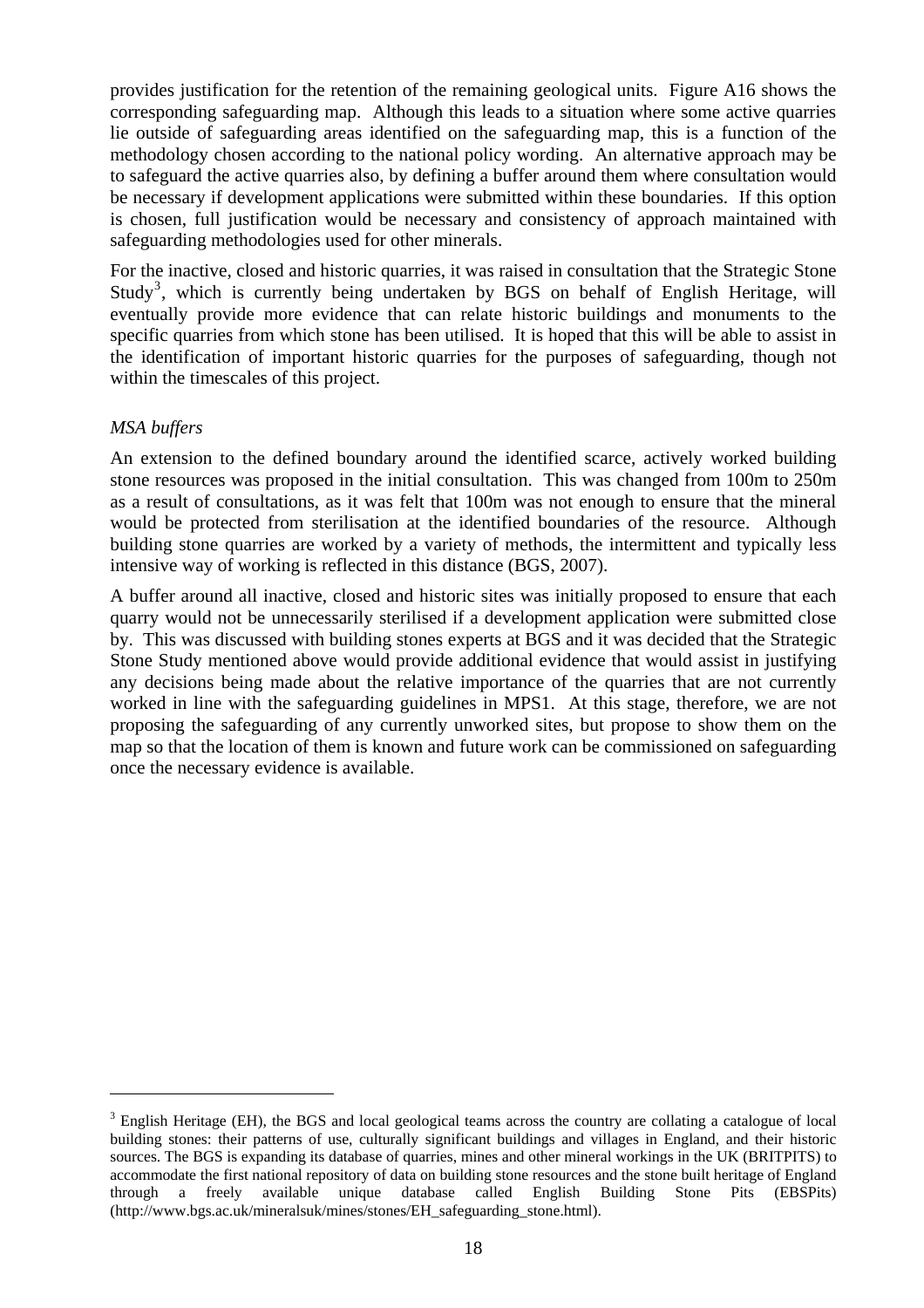provides justification for the retention of the remaining geological units. Figure A16 shows the corresponding safeguarding map. Although this leads to a situation where some active quarries lie outside of safeguarding areas identified on the safeguarding map, this is a function of the methodology chosen according to the national policy wording. An alternative approach may be to safeguard the active quarries also, by defining a buffer around them where consultation would be necessary if development applications were submitted within these boundaries. If this option is chosen, full justification would be necessary and consistency of approach maintained with safeguarding methodologies used for other minerals.

For the inactive, closed and historic quarries, it was raised in consultation that the Strategic Stone Study[3], which is currently being undertaken by BGS on behalf of English Heritage, will eventually provide more evidence that can relate historic buildings and monuments to the specific quarries from which stone has been utilised. It is hoped that this will be able to assist in the identification of important historic quarries for the purposes of safeguarding, though not within the timescales of this project.

*MSA buffers*

An extension to the defined boundary around the identified scarce, actively worked building stone resources was proposed in the initial consultation. This was changed from 100m to 250m as a result of consultations, as it was felt that 100m was not enough to ensure that the mineral would be protected from sterilisation at the identified boundaries of the resource. Although building stone quarries are worked by a variety of methods, the intermittent and typically less intensive way of working is reflected in this distance (BGS, 2007).

A buffer around all inactive, closed and historic sites was initially proposed to ensure that each quarry would not be unnecessarily sterilised if a development application were submitted close by. This was discussed with building stones experts at BGS and it was decided that the Strategic Stone Study mentioned above would provide additional evidence that would assist in justifying any decisions being made about the relative importance of the quarries that are not currently worked in line with the safeguarding guidelines in MPS1. At this stage, therefore, we are not proposing the safeguarding of any currently unworked sites, but propose to show them on the map so that the location of them is known and future work can be commissioned on safeguarding once the necessary evidence is available.

[3] English Heritage (EH), the BGS and local geological teams across the country are collating a catalogue of local building stones: their patterns of use, culturally significant buildings and villages in England, and their historic sources. The BGS is expanding its database of quarries, mines and other mineral workings in the UK (BRITPITS) to accommodate the first national repository of data on building stone resources and the stone built heritage of England through a freely available unique database called English Building Stone Pits (EBSPits) (http://www.bgs.ac.uk/mineralsuk/mines/stones/EH_safeguarding_stone.html).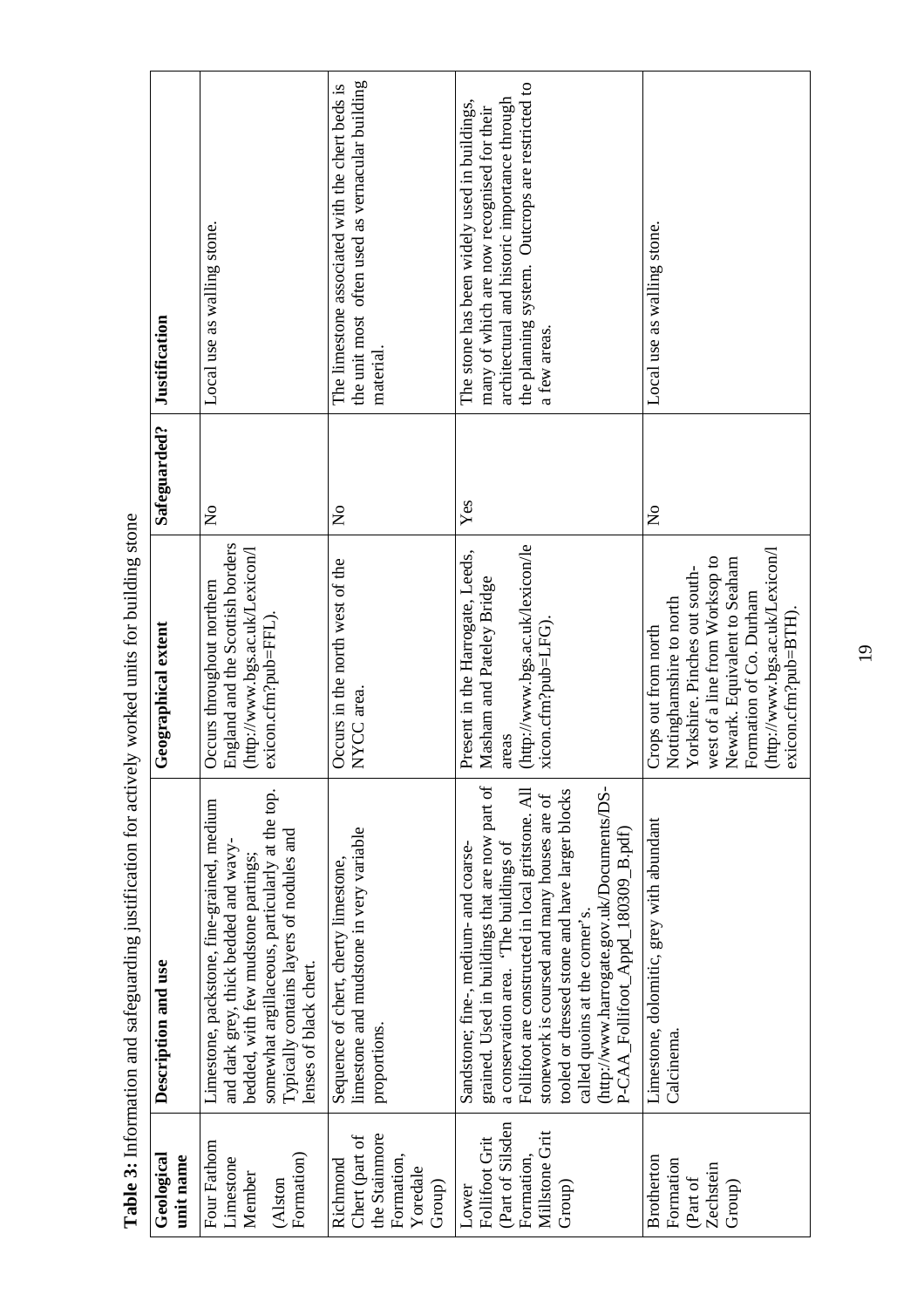**Table 3:** Information and safeguarding justification for actively worked units for building stone

| Geological unit name | Description and use | Geographical extent | Safeguarded? | Justification |
|---|---|---|---|---|
| Four Fathom Limestone Member (Alston Formation) | Limestone, packstone, fine-grained, medium and dark grey, thick bedded and wavy-bedded, with few mudstone partings; somewhat argillaceous, particularly at the top. Typically contains layers of nodules and lenses of black chert. | Occurs throughout northern England and the Scottish borders (http://www.bgs.ac.uk/Lexicon/lexicon.cfm?pub=FFL). | No | Local use as walling stone. |
| Richmond Chert (part of the Stainmore Formation, Yoredale Group) | Sequence of chert, cherty limestone, limestone and mudstone in very variable proportions. | Occurs in the north west of the NYCC area. | No | The limestone associated with the chert beds is the unit most often used as vernacular building material. |
| Lower Follifoot Grit (Part of Silsden Formation, Millstone Grit Group) | Sandstone; fine-, medium- and coarse-grained. Used in buildings that are now part of a conservation area. 'The buildings of Follifoot are constructed in local gritstone. All stonework is coursed and many houses are of tooled or dressed stone and have larger blocks called quoins at the corner's. (http://www.harrogate.gov.uk/Documents/DS-P-CAA_Follifoot_Appd_180309_B.pdf) | Present in the Harrogate, Leeds, Masham and Pateley Bridge areas (http://www.bgs.ac.uk/lexicon/lexicon.cfm?pub=LFG). | Yes | The stone has been widely used in buildings, many of which are now recognised for their architectural and historic importance through the planning system. Outcrops are restricted to a few areas. |
| Brotherton Formation (Part of Zechstein Group) | Limestone, dolomitic, grey with abundant Calcinema. | Crops out from north Nottinghamshire to north Yorkshire. Pinches out south-west of a line from Worksop to Newark. Equivalent to Seaham Formation of Co. Durham (http://www.bgs.ac.uk/Lexicon/lexicon.cfm?pub=BTH). | No | Local use as walling stone. |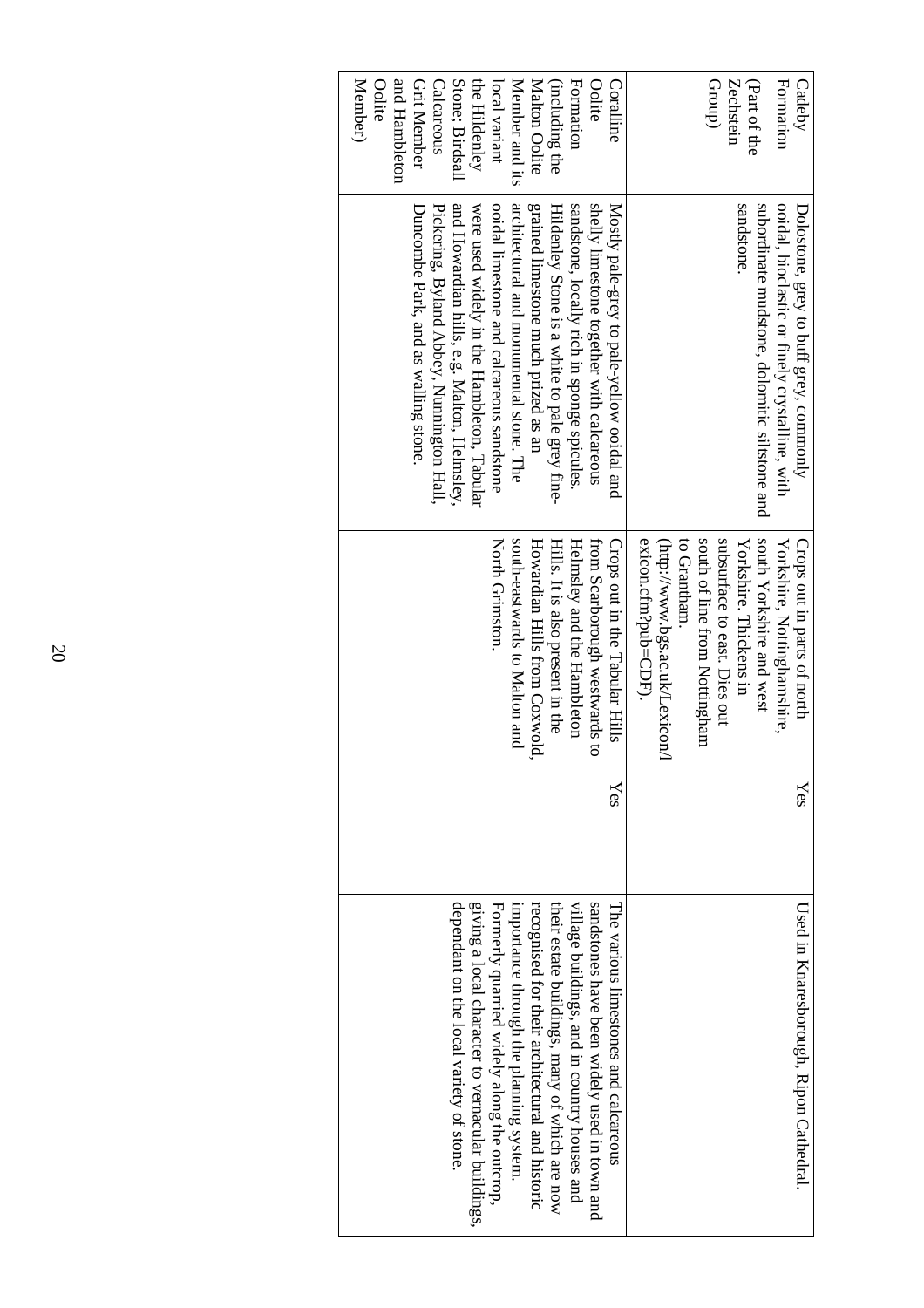| | | | | |
|---|---|---|---|---|
| Cadeby Formation (Part of the Zechstein Group) | Dolostone, grey to buff grey, commonly ooidal, bioclastic or finely crystalline, with subordinate mudstone, dolomitic siltstone and sandstone. | Crops out in parts of north Yorkshire, Nottinghamshire, south Yorkshire and west Yorkshire. Thickens in subsurface to east. Dies out south of line from Nottingham to Grantham. (http://www.bgs.ac.uk/Lexicon/lexicon.cfm?pub=CDF). | Yes | Used in Knaresborough, Ripon Cathedral. |
| Coralline Oolite Formation (including the Malton Oolite Member and its local variant the Hildenley Stone; Birdsall Calcareous Grit Member and Hambleton Oolite Member) | Mostly pale-grey to pale-yellow ooidal and shelly limestone together with calcareous sandstone, locally rich in sponge spicules. Hildenley Stone is a white to pale grey fine-grained limestone much prized as an architectural and monumental stone. The ooidal limestone and calcareous sandstone were used widely in the Hambleton, Tabular and Howardian hills, e.g. Malton, Helmsley, Pickering, Byland Abbey, Nunnington Hall, Duncombe Park, and as walling stone. | Crops out in the Tabular Hills from Scarborough westwards to Helmsley and the Hambleton Hills. It is also present in the Howardian Hills from Coxwold, south-eastwards to Malton and North Grimston. | Yes | The various limestones and calcareous sandstones have been widely used in town and village buildings, and in country houses and their estate buildings, many of which are now recognised for their architectural and historic importance through the planning system. Formerly quarried widely along the outcrop, giving a local character to vernacular buildings, dependant on the local variety of stone. |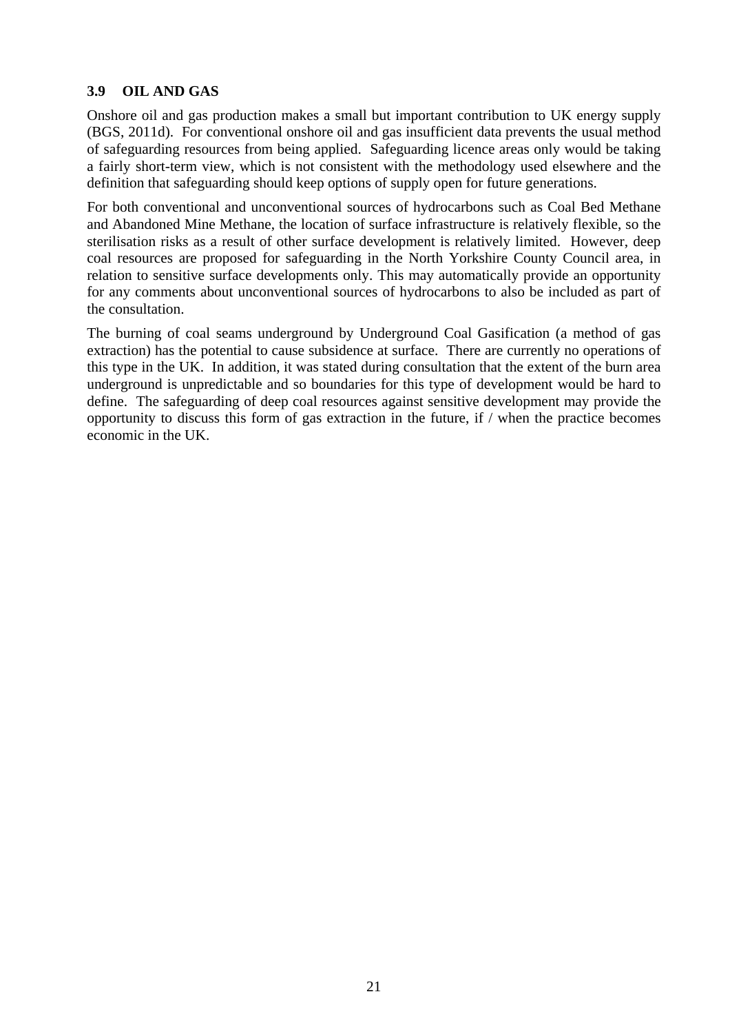### 3.9 OIL AND GAS

Onshore oil and gas production makes a small but important contribution to UK energy supply (BGS, 2011d). For conventional onshore oil and gas insufficient data prevents the usual method of safeguarding resources from being applied. Safeguarding licence areas only would be taking a fairly short-term view, which is not consistent with the methodology used elsewhere and the definition that safeguarding should keep options of supply open for future generations.

For both conventional and unconventional sources of hydrocarbons such as Coal Bed Methane and Abandoned Mine Methane, the location of surface infrastructure is relatively flexible, so the sterilisation risks as a result of other surface development is relatively limited. However, deep coal resources are proposed for safeguarding in the North Yorkshire County Council area, in relation to sensitive surface developments only. This may automatically provide an opportunity for any comments about unconventional sources of hydrocarbons to also be included as part of the consultation.

The burning of coal seams underground by Underground Coal Gasification (a method of gas extraction) has the potential to cause subsidence at surface. There are currently no operations of this type in the UK. In addition, it was stated during consultation that the extent of the burn area underground is unpredictable and so boundaries for this type of development would be hard to define. The safeguarding of deep coal resources against sensitive development may provide the opportunity to discuss this form of gas extraction in the future, if / when the practice becomes economic in the UK.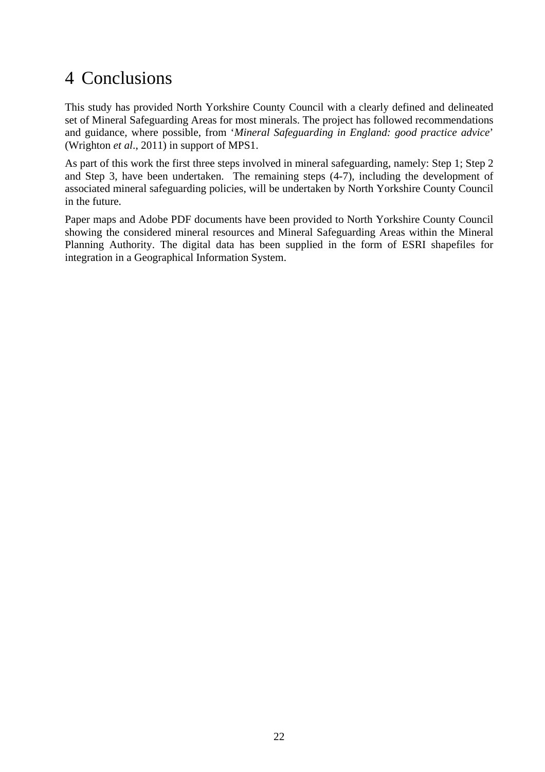# 4 Conclusions

This study has provided North Yorkshire County Council with a clearly defined and delineated set of Mineral Safeguarding Areas for most minerals. The project has followed recommendations and guidance, where possible, from '*Mineral Safeguarding in England: good practice advice*' (Wrighton *et al*., 2011) in support of MPS1.

As part of this work the first three steps involved in mineral safeguarding, namely: Step 1; Step 2 and Step 3, have been undertaken. The remaining steps (4-7), including the development of associated mineral safeguarding policies, will be undertaken by North Yorkshire County Council in the future.

Paper maps and Adobe PDF documents have been provided to North Yorkshire County Council showing the considered mineral resources and Mineral Safeguarding Areas within the Mineral Planning Authority. The digital data has been supplied in the form of ESRI shapefiles for integration in a Geographical Information System.